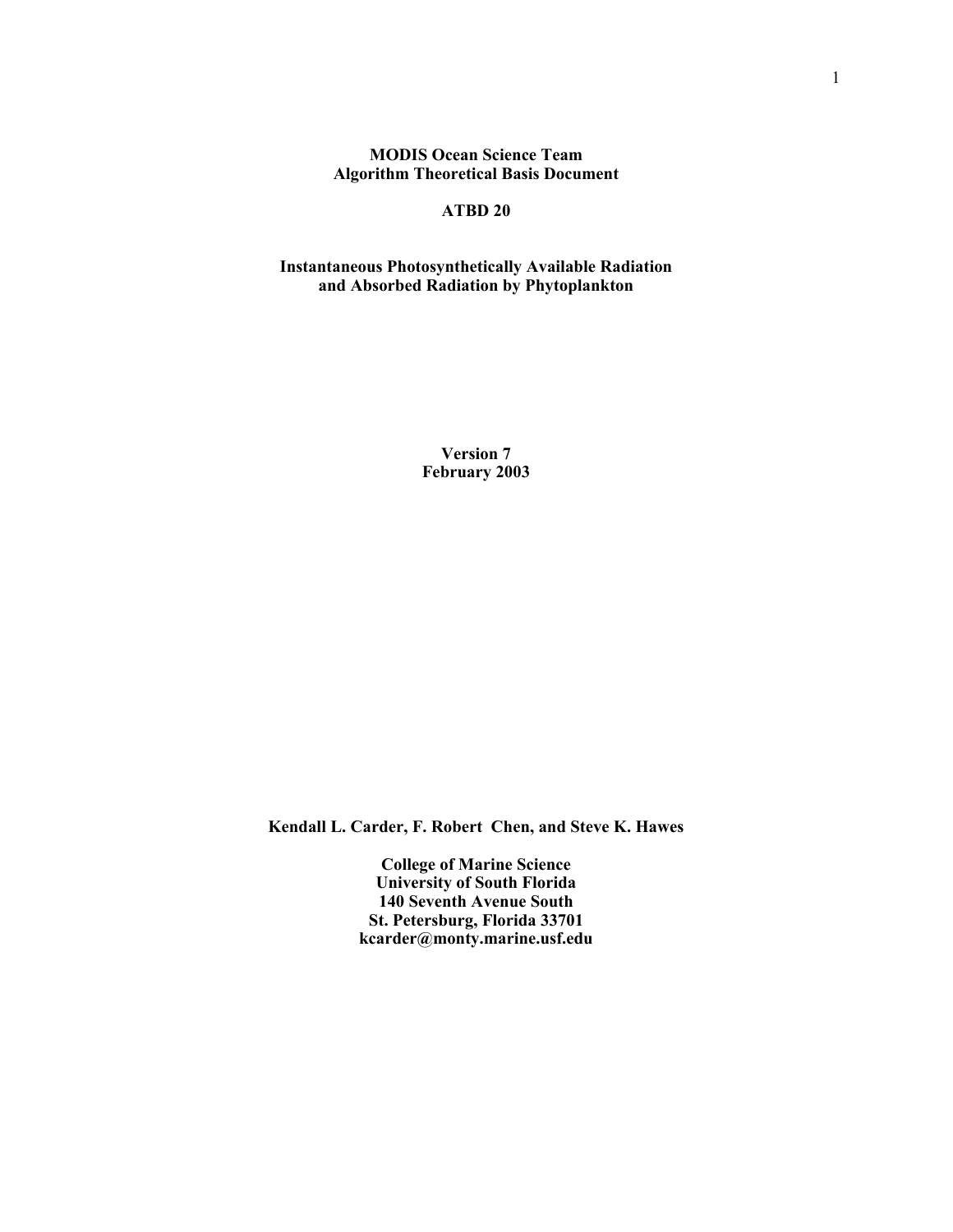**MODIS Ocean Science Team**
**Algorithm Theoretical Basis Document**

**ATBD 20**

**Instantaneous Photosynthetically Available Radiation and Absorbed Radiation by Phytoplankton**

**Version 7**
**February 2003**

**Kendall L. Carder, F. Robert Chen, and Steve K. Hawes**

**College of Marine Science**
**University of South Florida**
**140 Seventh Avenue South**
**St. Petersburg, Florida 33701**
**kcarder@monty.marine.usf.edu**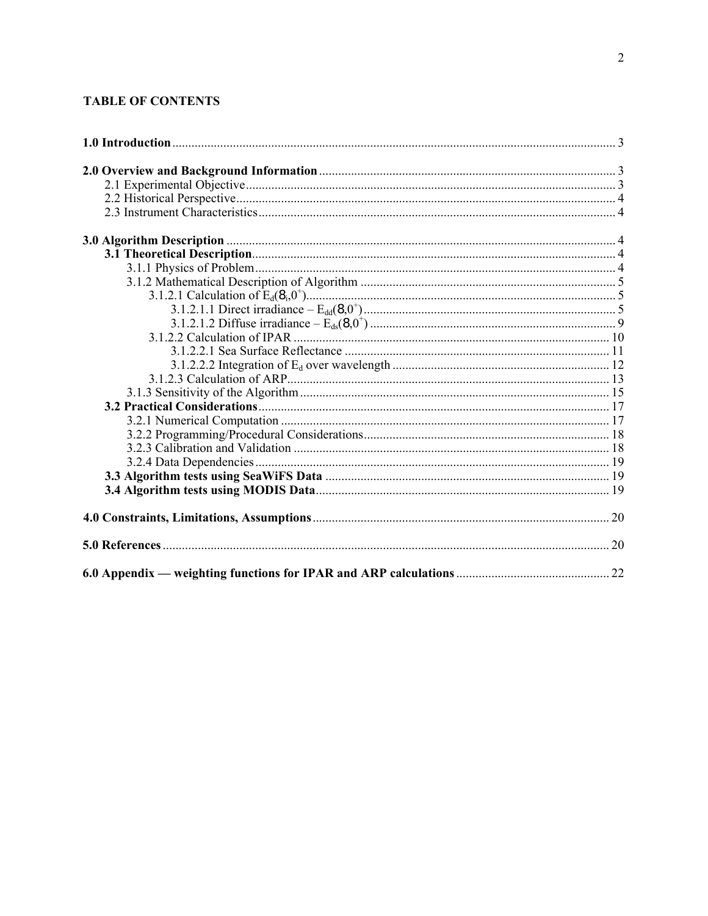**TABLE OF CONTENTS**

**1.0 Introduction** .......... 3

**2.0 Overview and Background Information** .......... 3
- 2.1 Experimental Objective .......... 3
- 2.2 Historical Perspective .......... 4
- 2.3 Instrument Characteristics .......... 4

**3.0 Algorithm Description** .......... 4
- **3.1 Theoretical Description** .......... 4
  - 3.1.1 Physics of Problem .......... 4
  - 3.1.2 Mathematical Description of Algorithm .......... 5
    - 3.1.2.1 Calculation of $E_d(\lambda_i, 0^+)$ .......... 5
      - 3.1.2.1.1 Direct irradiance – $E_{dd}(\lambda, 0^+)$ .......... 5
      - 3.1.2.1.2 Diffuse irradiance – $E_{ds}(\lambda, 0^+)$ .......... 9
    - 3.1.2.2 Calculation of IPAR .......... 10
      - 3.1.2.2.1 Sea Surface Reflectance .......... 11
      - 3.1.2.2.2 Integration of $E_d$ over wavelength .......... 12
    - 3.1.2.3 Calculation of ARP .......... 13
  - 3.1.3 Sensitivity of the Algorithm .......... 15
- **3.2 Practical Considerations** .......... 17
  - 3.2.1 Numerical Computation .......... 17
  - 3.2.2 Programming/Procedural Considerations .......... 18
  - 3.2.3 Calibration and Validation .......... 18
  - 3.2.4 Data Dependencies .......... 19
- **3.3 Algorithm tests using SeaWiFS Data** .......... 19
- **3.4 Algorithm tests using MODIS Data** .......... 19

**4.0 Constraints, Limitations, Assumptions** .......... 20

**5.0 References** .......... 20

**6.0 Appendix — weighting functions for IPAR and ARP calculations** .......... 22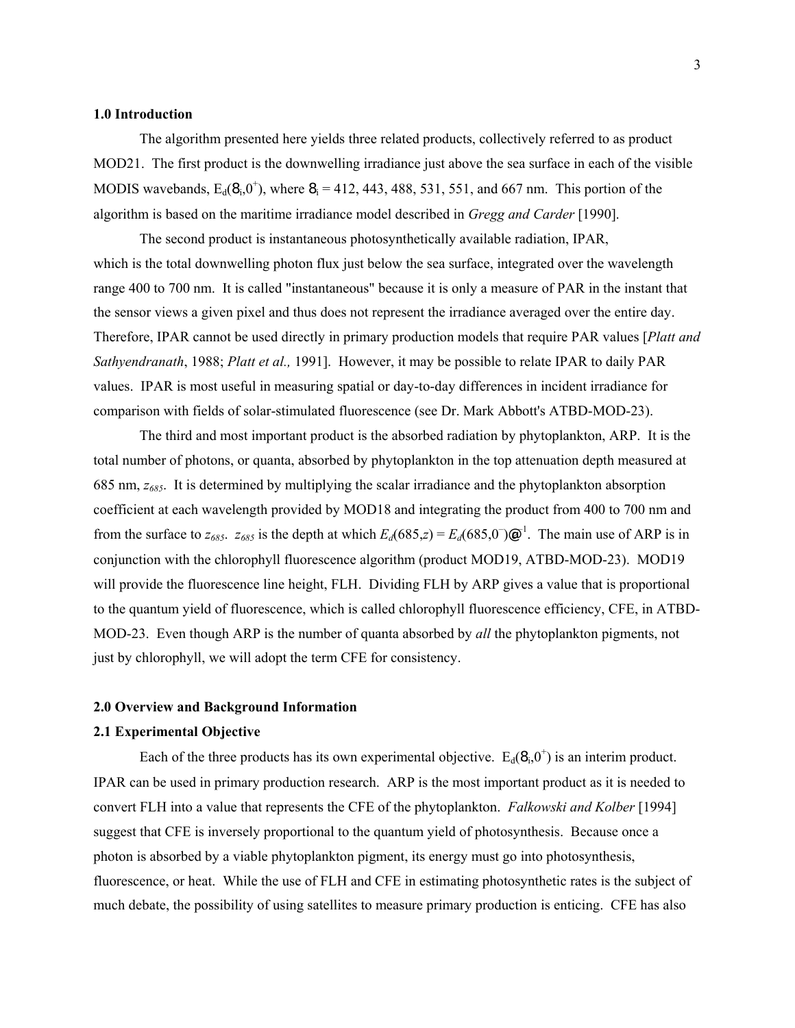## 1.0 Introduction

The algorithm presented here yields three related products, collectively referred to as product MOD21. The first product is the downwelling irradiance just above the sea surface in each of the visible MODIS wavebands, $E_d(\lambda_i,0^+)$, where $\lambda_i$ = 412, 443, 488, 531, 551, and 667 nm. This portion of the algorithm is based on the maritime irradiance model described in *Gregg and Carder* [1990].

The second product is instantaneous photosynthetically available radiation, IPAR, which is the total downwelling photon flux just below the sea surface, integrated over the wavelength range 400 to 700 nm. It is called "instantaneous" because it is only a measure of PAR in the instant that the sensor views a given pixel and thus does not represent the irradiance averaged over the entire day. Therefore, IPAR cannot be used directly in primary production models that require PAR values [*Platt and Sathyendranath*, 1988; *Platt et al.,* 1991]. However, it may be possible to relate IPAR to daily PAR values. IPAR is most useful in measuring spatial or day-to-day differences in incident irradiance for comparison with fields of solar-stimulated fluorescence (see Dr. Mark Abbott's ATBD-MOD-23).

The third and most important product is the absorbed radiation by phytoplankton, ARP. It is the total number of photons, or quanta, absorbed by phytoplankton in the top attenuation depth measured at 685 nm, $z_{685}$. It is determined by multiplying the scalar irradiance and the phytoplankton absorption coefficient at each wavelength provided by MOD18 and integrating the product from 400 to 700 nm and from the surface to $z_{685}$. $z_{685}$ is the depth at which $E_d(685,z) = E_d(685,0^-)e^{-1}$. The main use of ARP is in conjunction with the chlorophyll fluorescence algorithm (product MOD19, ATBD-MOD-23). MOD19 will provide the fluorescence line height, FLH. Dividing FLH by ARP gives a value that is proportional to the quantum yield of fluorescence, which is called chlorophyll fluorescence efficiency, CFE, in ATBD-MOD-23. Even though ARP is the number of quanta absorbed by *all* the phytoplankton pigments, not just by chlorophyll, we will adopt the term CFE for consistency.

## 2.0 Overview and Background Information

### 2.1 Experimental Objective

Each of the three products has its own experimental objective. $E_d(\lambda_i,0^+)$ is an interim product. IPAR can be used in primary production research. ARP is the most important product as it is needed to convert FLH into a value that represents the CFE of the phytoplankton. *Falkowski and Kolber* [1994] suggest that CFE is inversely proportional to the quantum yield of photosynthesis. Because once a photon is absorbed by a viable phytoplankton pigment, its energy must go into photosynthesis, fluorescence, or heat. While the use of FLH and CFE in estimating photosynthetic rates is the subject of much debate, the possibility of using satellites to measure primary production is enticing. CFE has also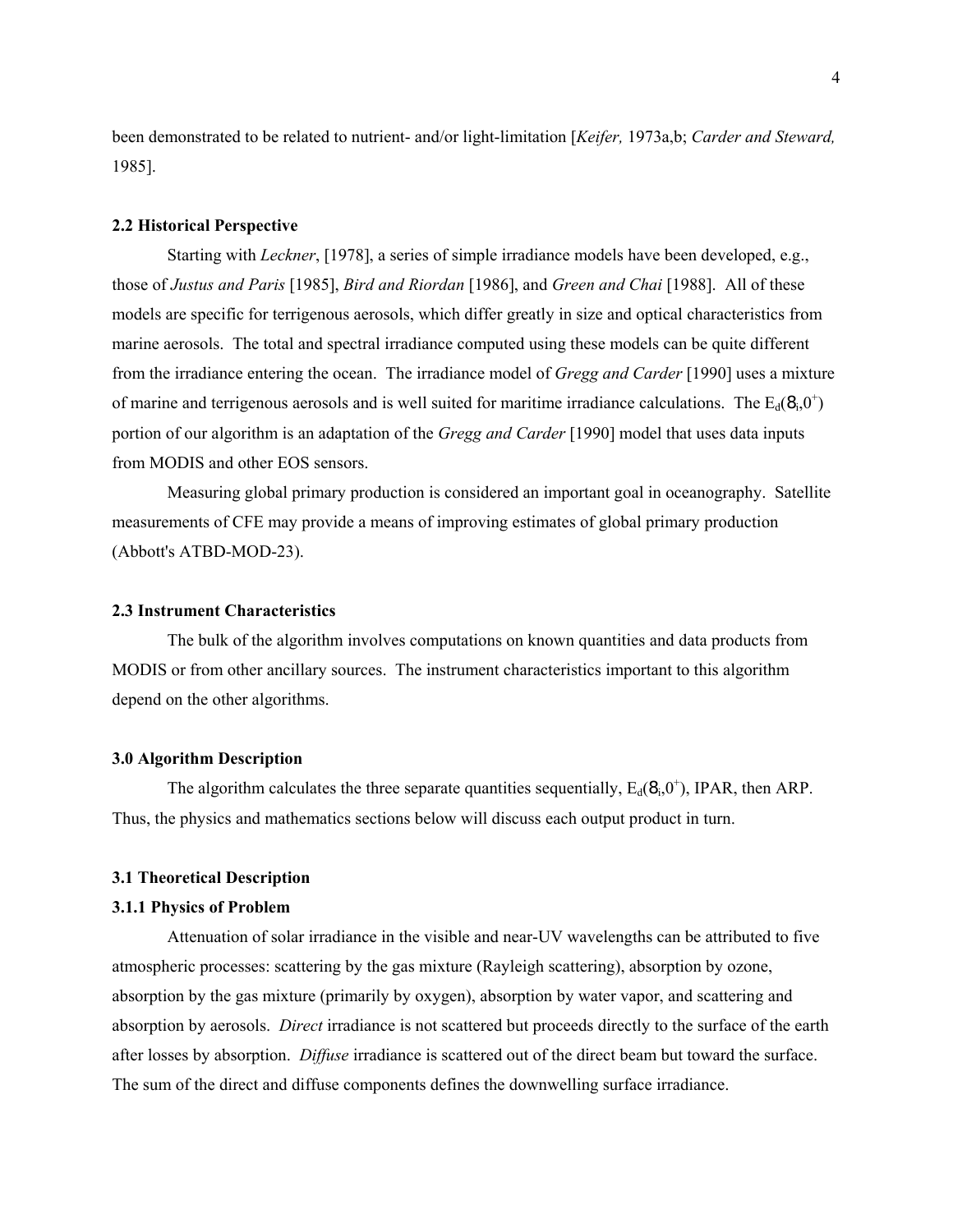been demonstrated to be related to nutrient- and/or light-limitation [*Keifer,* 1973a,b; *Carder and Steward,* 1985].

### 2.2 Historical Perspective

Starting with *Leckner*, [1978], a series of simple irradiance models have been developed, e.g., those of *Justus and Paris* [1985], *Bird and Riordan* [1986], and *Green and Chai* [1988]. All of these models are specific for terrigenous aerosols, which differ greatly in size and optical characteristics from marine aerosols. The total and spectral irradiance computed using these models can be quite different from the irradiance entering the ocean. The irradiance model of *Gregg and Carder* [1990] uses a mixture of marine and terrigenous aerosols and is well suited for maritime irradiance calculations. The $E_d(\lambda_i,0^+)$ portion of our algorithm is an adaptation of the *Gregg and Carder* [1990] model that uses data inputs from MODIS and other EOS sensors.

Measuring global primary production is considered an important goal in oceanography. Satellite measurements of CFE may provide a means of improving estimates of global primary production (Abbott's ATBD-MOD-23).

### 2.3 Instrument Characteristics

The bulk of the algorithm involves computations on known quantities and data products from MODIS or from other ancillary sources. The instrument characteristics important to this algorithm depend on the other algorithms.

## 3.0 Algorithm Description

The algorithm calculates the three separate quantities sequentially, $E_d(\lambda_i,0^+)$, IPAR, then ARP. Thus, the physics and mathematics sections below will discuss each output product in turn.

### 3.1 Theoretical Description

#### 3.1.1 Physics of Problem

Attenuation of solar irradiance in the visible and near-UV wavelengths can be attributed to five atmospheric processes: scattering by the gas mixture (Rayleigh scattering), absorption by ozone, absorption by the gas mixture (primarily by oxygen), absorption by water vapor, and scattering and absorption by aerosols. *Direct* irradiance is not scattered but proceeds directly to the surface of the earth after losses by absorption. *Diffuse* irradiance is scattered out of the direct beam but toward the surface. The sum of the direct and diffuse components defines the downwelling surface irradiance.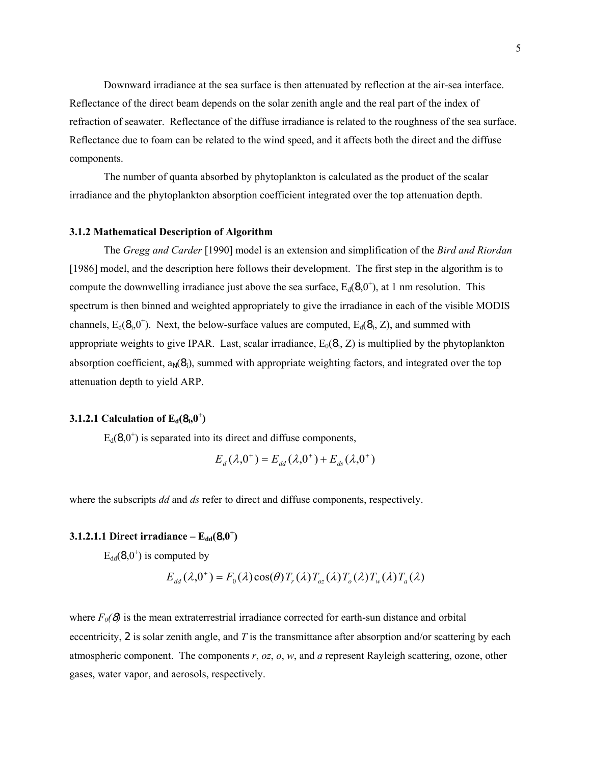Downward irradiance at the sea surface is then attenuated by reflection at the air-sea interface. Reflectance of the direct beam depends on the solar zenith angle and the real part of the index of refraction of seawater. Reflectance of the diffuse irradiance is related to the roughness of the sea surface. Reflectance due to foam can be related to the wind speed, and it affects both the direct and the diffuse components.

The number of quanta absorbed by phytoplankton is calculated as the product of the scalar irradiance and the phytoplankton absorption coefficient integrated over the top attenuation depth.

### 3.1.2 Mathematical Description of Algorithm

The *Gregg and Carder* [1990] model is an extension and simplification of the *Bird and Riordan* [1986] model, and the description here follows their development. The first step in the algorithm is to compute the downwelling irradiance just above the sea surface, $E_d(\lambda,0^+)$, at 1 nm resolution. This spectrum is then binned and weighted appropriately to give the irradiance in each of the visible MODIS channels, $E_d(\lambda_i,0^+)$. Next, the below-surface values are computed, $E_d(\lambda_i, Z)$, and summed with appropriate weights to give IPAR. Last, scalar irradiance, $E_0(\lambda_i, Z)$ is multiplied by the phytoplankton absorption coefficient, $a_\phi(\lambda_i)$, summed with appropriate weighting factors, and integrated over the top attenuation depth to yield ARP.

#### 3.1.2.1 Calculation of $E_d(\lambda_i,0^+)$

$E_d(\lambda,0^+)$ is separated into its direct and diffuse components,

$$E_d(\lambda,0^+) = E_{dd}(\lambda,0^+) + E_{ds}(\lambda,0^+)$$

where the subscripts *dd* and *ds* refer to direct and diffuse components, respectively.

#### 3.1.2.1.1 Direct irradiance – $E_{dd}(\lambda,0^+)$

$E_{dd}(\lambda,0^+)$ is computed by

$$E_{dd}(\lambda,0^+) = F_0(\lambda)\cos(\theta)T_r(\lambda)T_{oz}(\lambda)T_o(\lambda)T_w(\lambda)T_a(\lambda)$$

where $F_0(\lambda)$ is the mean extraterrestrial irradiance corrected for earth-sun distance and orbital eccentricity, $\theta$ is solar zenith angle, and $T$ is the transmittance after absorption and/or scattering by each atmospheric component. The components *r*, *oz*, *o*, *w*, and *a* represent Rayleigh scattering, ozone, other gases, water vapor, and aerosols, respectively.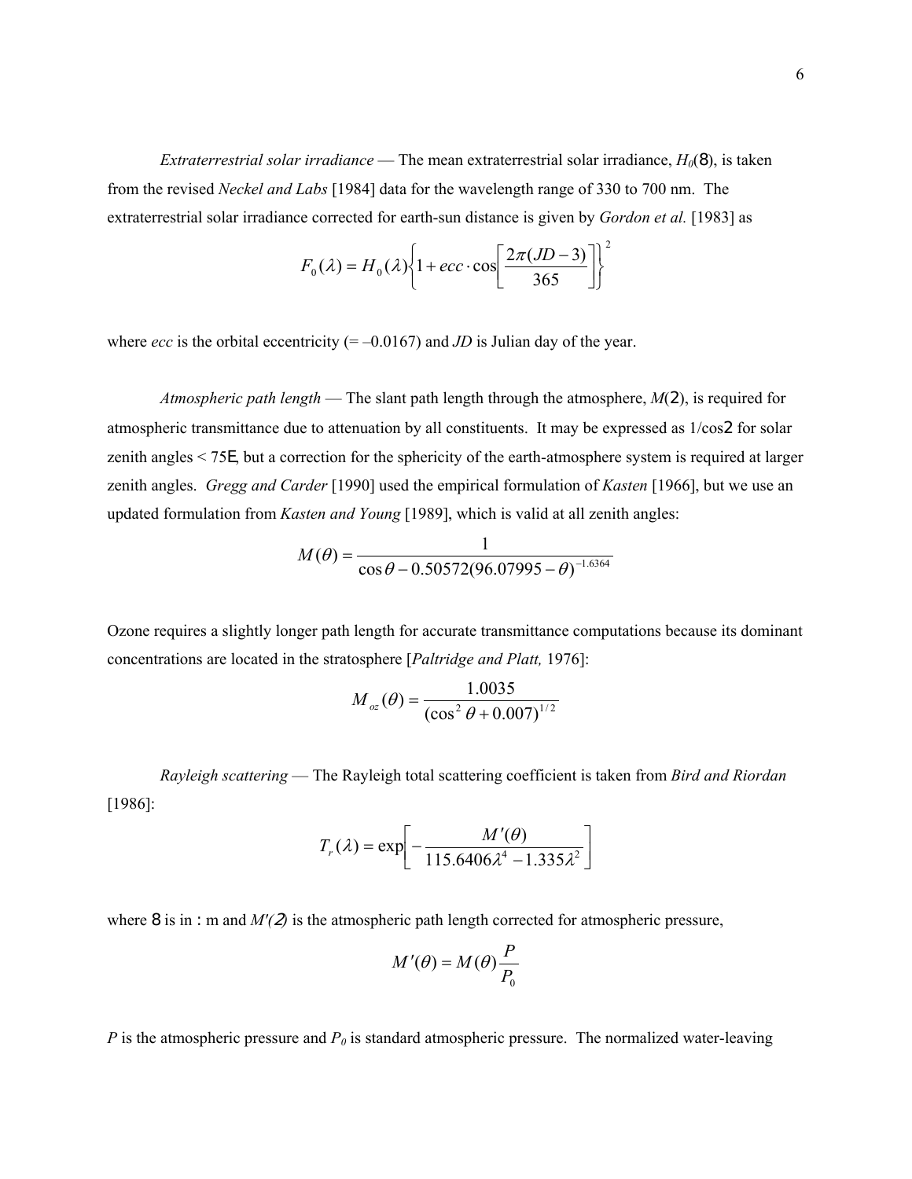*Extraterrestrial solar irradiance* — The mean extraterrestrial solar irradiance, $H_0(\lambda)$, is taken from the revised *Neckel and Labs* [1984] data for the wavelength range of 330 to 700 nm. The extraterrestrial solar irradiance corrected for earth-sun distance is given by *Gordon et al.* [1983] as

$$F_0(\lambda) = H_0(\lambda)\left\{1 + ecc \cdot \cos\left[\frac{2\pi(JD-3)}{365}\right]\right\}^2$$

where *ecc* is the orbital eccentricity (= –0.0167) and *JD* is Julian day of the year.

*Atmospheric path length* — The slant path length through the atmosphere, $M(\theta)$, is required for atmospheric transmittance due to attenuation by all constituents. It may be expressed as $1/\cos\theta$ for solar zenith angles < 75°, but a correction for the sphericity of the earth-atmosphere system is required at larger zenith angles. *Gregg and Carder* [1990] used the empirical formulation of *Kasten* [1966], but we use an updated formulation from *Kasten and Young* [1989], which is valid at all zenith angles:

$$M(\theta) = \frac{1}{\cos\theta - 0.50572(96.07995-\theta)^{-1.6364}}$$

Ozone requires a slightly longer path length for accurate transmittance computations because its dominant concentrations are located in the stratosphere [*Paltridge and Platt,* 1976]:

$$M_{oz}(\theta) = \frac{1.0035}{(\cos^2\theta + 0.007)^{1/2}}$$

*Rayleigh scattering* — The Rayleigh total scattering coefficient is taken from *Bird and Riordan* [1986]:

$$T_r(\lambda) = \exp\left[-\frac{M'(\theta)}{115.6406\lambda^4 - 1.335\lambda^2}\right]$$

where $\lambda$ is in μm and $M'(\theta)$ is the atmospheric path length corrected for atmospheric pressure,

$$M'(\theta) = M(\theta)\frac{P}{P_0}$$

$P$ is the atmospheric pressure and $P_0$ is standard atmospheric pressure. The normalized water-leaving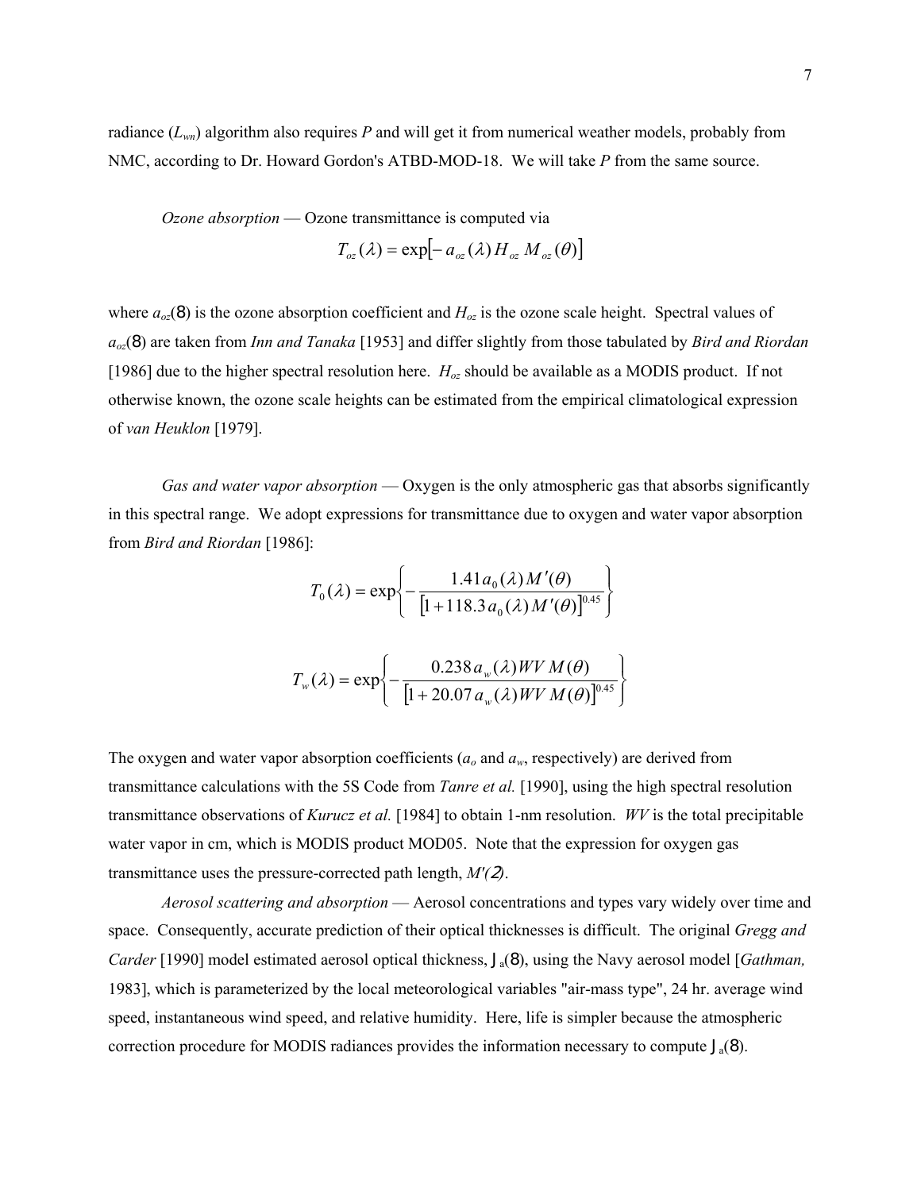radiance ($L_{wn}$) algorithm also requires $P$ and will get it from numerical weather models, probably from NMC, according to Dr. Howard Gordon's ATBD-MOD-18. We will take $P$ from the same source.

*Ozone absorption* — Ozone transmittance is computed via

$$T_{oz}(\lambda) = \exp\left[-a_{oz}(\lambda)\, H_{oz}\; M_{oz}(\theta)\right]$$

where $a_{oz}(\lambda)$ is the ozone absorption coefficient and $H_{oz}$ is the ozone scale height. Spectral values of $a_{oz}(\lambda)$ are taken from *Inn and Tanaka* [1953] and differ slightly from those tabulated by *Bird and Riordan* [1986] due to the higher spectral resolution here. $H_{oz}$ should be available as a MODIS product. If not otherwise known, the ozone scale heights can be estimated from the empirical climatological expression of *van Heuklon* [1979].

*Gas and water vapor absorption* — Oxygen is the only atmospheric gas that absorbs significantly in this spectral range. We adopt expressions for transmittance due to oxygen and water vapor absorption from *Bird and Riordan* [1986]:

$$T_0(\lambda) = \exp\left\{-\frac{1.41\, a_0(\lambda)\, M'(\theta)}{\left[1 + 118.3\, a_0(\lambda)\, M'(\theta)\right]^{0.45}}\right\}$$

$$T_w(\lambda) = \exp\left\{-\frac{0.238\, a_w(\lambda) WV\, M(\theta)}{\left[1 + 20.07\, a_w(\lambda) WV\, M(\theta)\right]^{0.45}}\right\}$$

The oxygen and water vapor absorption coefficients ($a_o$ and $a_w$, respectively) are derived from transmittance calculations with the 5S Code from *Tanre et al.* [1990], using the high spectral resolution transmittance observations of *Kurucz et al.* [1984] to obtain 1-nm resolution. $WV$ is the total precipitable water vapor in cm, which is MODIS product MOD05. Note that the expression for oxygen gas transmittance uses the pressure-corrected path length, $M'(\theta)$.

*Aerosol scattering and absorption* — Aerosol concentrations and types vary widely over time and space. Consequently, accurate prediction of their optical thicknesses is difficult. The original *Gregg and Carder* [1990] model estimated aerosol optical thickness, $\tau_a(\lambda)$, using the Navy aerosol model [*Gathman,* 1983], which is parameterized by the local meteorological variables "air-mass type", 24 hr. average wind speed, instantaneous wind speed, and relative humidity. Here, life is simpler because the atmospheric correction procedure for MODIS radiances provides the information necessary to compute $\tau_a(\lambda)$.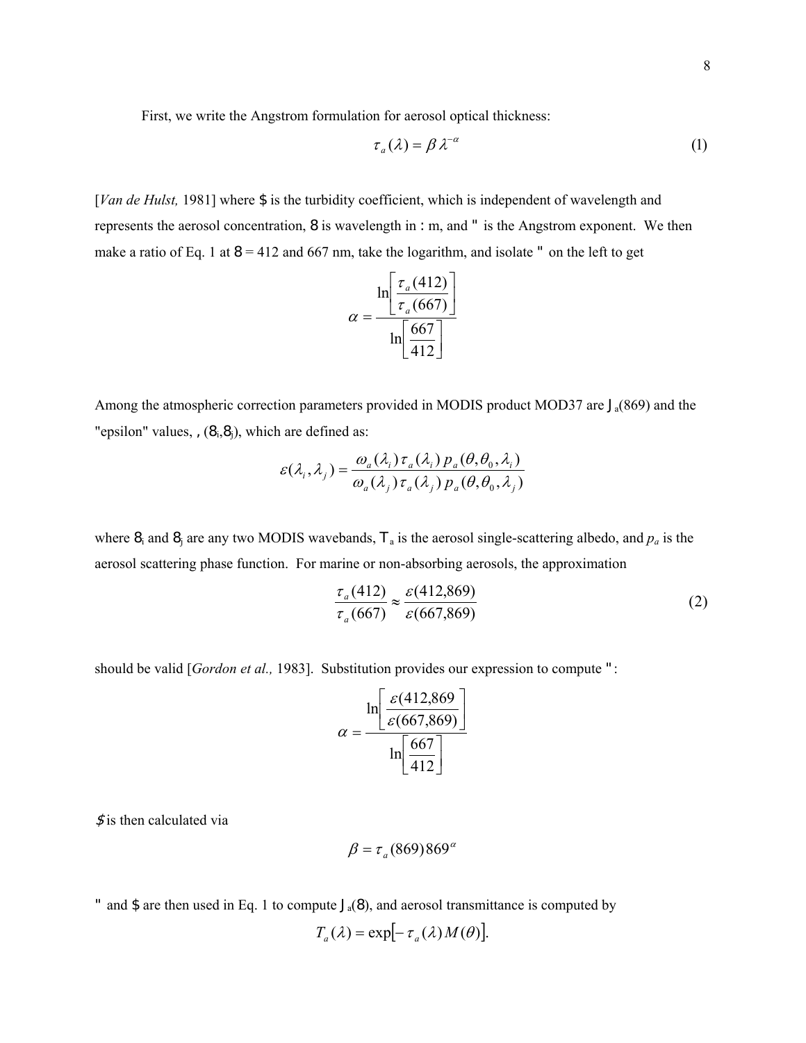First, we write the Angstrom formulation for aerosol optical thickness:

$$\tau_a(\lambda) = \beta \lambda^{-\alpha} \tag{1}$$

[*Van de Hulst,* 1981] where $\beta$ is the turbidity coefficient, which is independent of wavelength and represents the aerosol concentration, $\lambda$ is wavelength in $\mu$m, and $\alpha$ is the Angstrom exponent. We then make a ratio of Eq. 1 at $\lambda$ = 412 and 667 nm, take the logarithm, and isolate $\alpha$ on the left to get

$$\alpha = \frac{\ln\left[\frac{\tau_a(412)}{\tau_a(667)}\right]}{\ln\left[\frac{667}{412}\right]}$$

Among the atmospheric correction parameters provided in MODIS product MOD37 are $\tau_a(869)$ and the "epsilon" values, $\varepsilon(\lambda_i,\lambda_j)$, which are defined as:

$$\varepsilon(\lambda_i,\lambda_j) = \frac{\omega_a(\lambda_i)\,\tau_a(\lambda_i)\,p_a(\theta,\theta_0,\lambda_i)}{\omega_a(\lambda_j)\,\tau_a(\lambda_j)\,p_a(\theta,\theta_0,\lambda_j)}$$

where $\lambda_i$ and $\lambda_j$ are any two MODIS wavebands, $\omega_a$ is the aerosol single-scattering albedo, and $p_a$ is the aerosol scattering phase function. For marine or non-absorbing aerosols, the approximation

$$\frac{\tau_a(412)}{\tau_a(667)} \approx \frac{\varepsilon(412{,}869)}{\varepsilon(667{,}869)} \tag{2}$$

should be valid [*Gordon et al.,* 1983]. Substitution provides our expression to compute $\alpha$:

$$\alpha = \frac{\ln\left[\frac{\varepsilon(412{,}869}{\varepsilon(667{,}869)}\right]}{\ln\left[\frac{667}{412}\right]}$$

$\beta$ is then calculated via

$$\beta = \tau_a(869)\,869^{\alpha}$$

$\alpha$ and $\beta$ are then used in Eq. 1 to compute $\tau_a(\lambda)$, and aerosol transmittance is computed by

$$T_a(\lambda) = \exp\left[-\tau_a(\lambda)\,M(\theta)\right].$$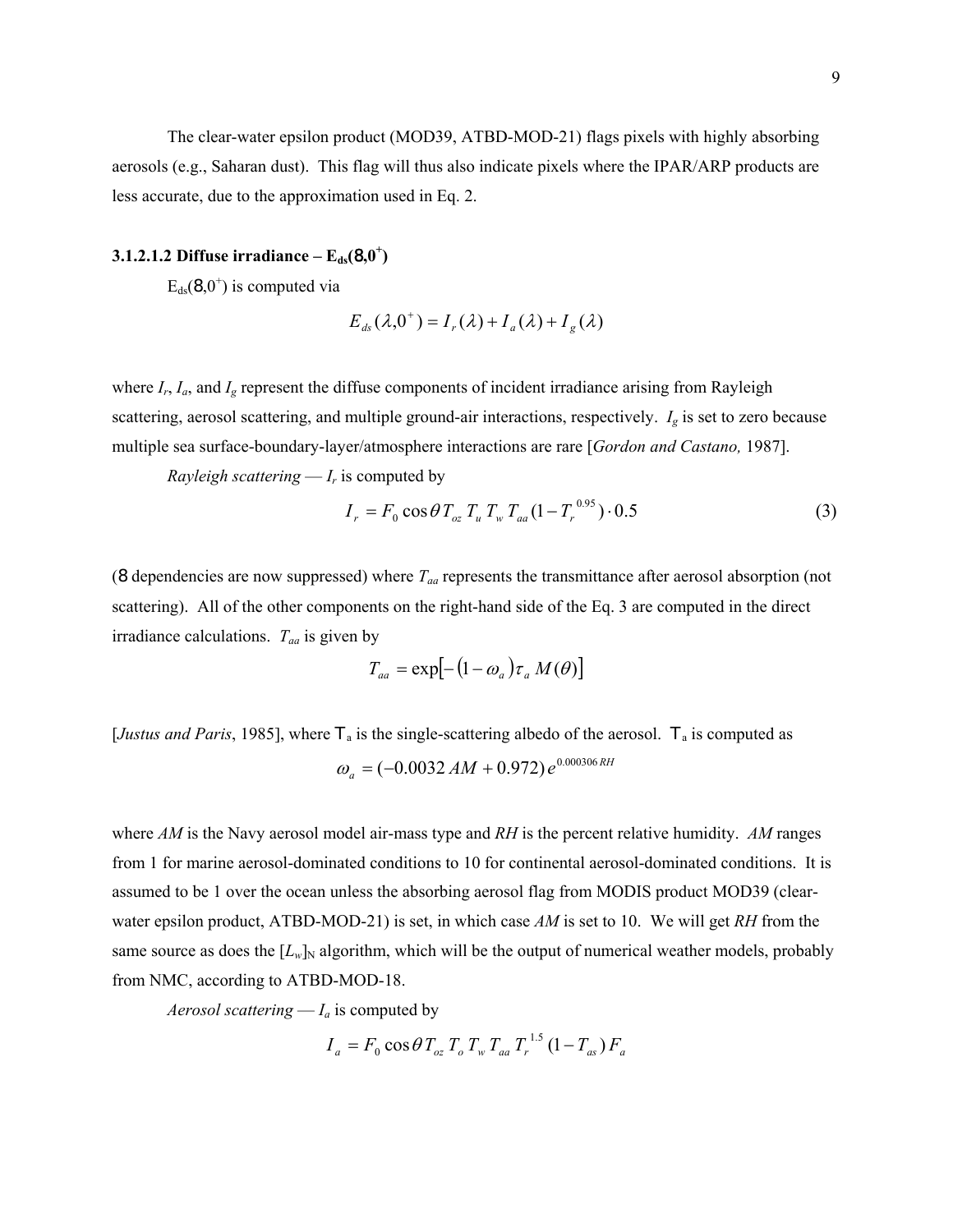The clear-water epsilon product (MOD39, ATBD-MOD-21) flags pixels with highly absorbing aerosols (e.g., Saharan dust). This flag will thus also indicate pixels where the IPAR/ARP products are less accurate, due to the approximation used in Eq. 2.

### 3.1.2.1.2 Diffuse irradiance – $E_{ds}(\lambda,0^+)$

$E_{ds}(\lambda,0^+)$ is computed via

$$E_{ds}(\lambda,0^+) = I_r(\lambda) + I_a(\lambda) + I_g(\lambda)$$

where $I_r$, $I_a$, and $I_g$ represent the diffuse components of incident irradiance arising from Rayleigh scattering, aerosol scattering, and multiple ground-air interactions, respectively. $I_g$ is set to zero because multiple sea surface-boundary-layer/atmosphere interactions are rare [*Gordon and Castano,* 1987].

*Rayleigh scattering* — $I_r$ is computed by

$$I_r = F_0 \cos\theta \, T_{oz} \, T_u \, T_w \, T_{aa} (1 - T_r^{\,0.95}) \cdot 0.5 \qquad (3)$$

($\lambda$ dependencies are now suppressed) where $T_{aa}$ represents the transmittance after aerosol absorption (not scattering). All of the other components on the right-hand side of the Eq. 3 are computed in the direct irradiance calculations. $T_{aa}$ is given by

$$T_{aa} = \exp\left[-(1-\omega_a)\tau_a \, M(\theta)\right]$$

[*Justus and Paris*, 1985], where $\omega_a$ is the single-scattering albedo of the aerosol. $\omega_a$ is computed as

$$\omega_a = (-0.0032\, AM + 0.972)\, e^{0.000306\, RH}$$

where *AM* is the Navy aerosol model air-mass type and *RH* is the percent relative humidity. *AM* ranges from 1 for marine aerosol-dominated conditions to 10 for continental aerosol-dominated conditions. It is assumed to be 1 over the ocean unless the absorbing aerosol flag from MODIS product MOD39 (clear-water epsilon product, ATBD-MOD-21) is set, in which case *AM* is set to 10. We will get *RH* from the same source as does the $[L_w]_N$ algorithm, which will be the output of numerical weather models, probably from NMC, according to ATBD-MOD-18.

*Aerosol scattering* — $I_a$ is computed by

$$I_a = F_0 \cos\theta \, T_{oz} \, T_o \, T_w \, T_{aa} \, T_r^{\,1.5} (1 - T_{as}) \, F_a$$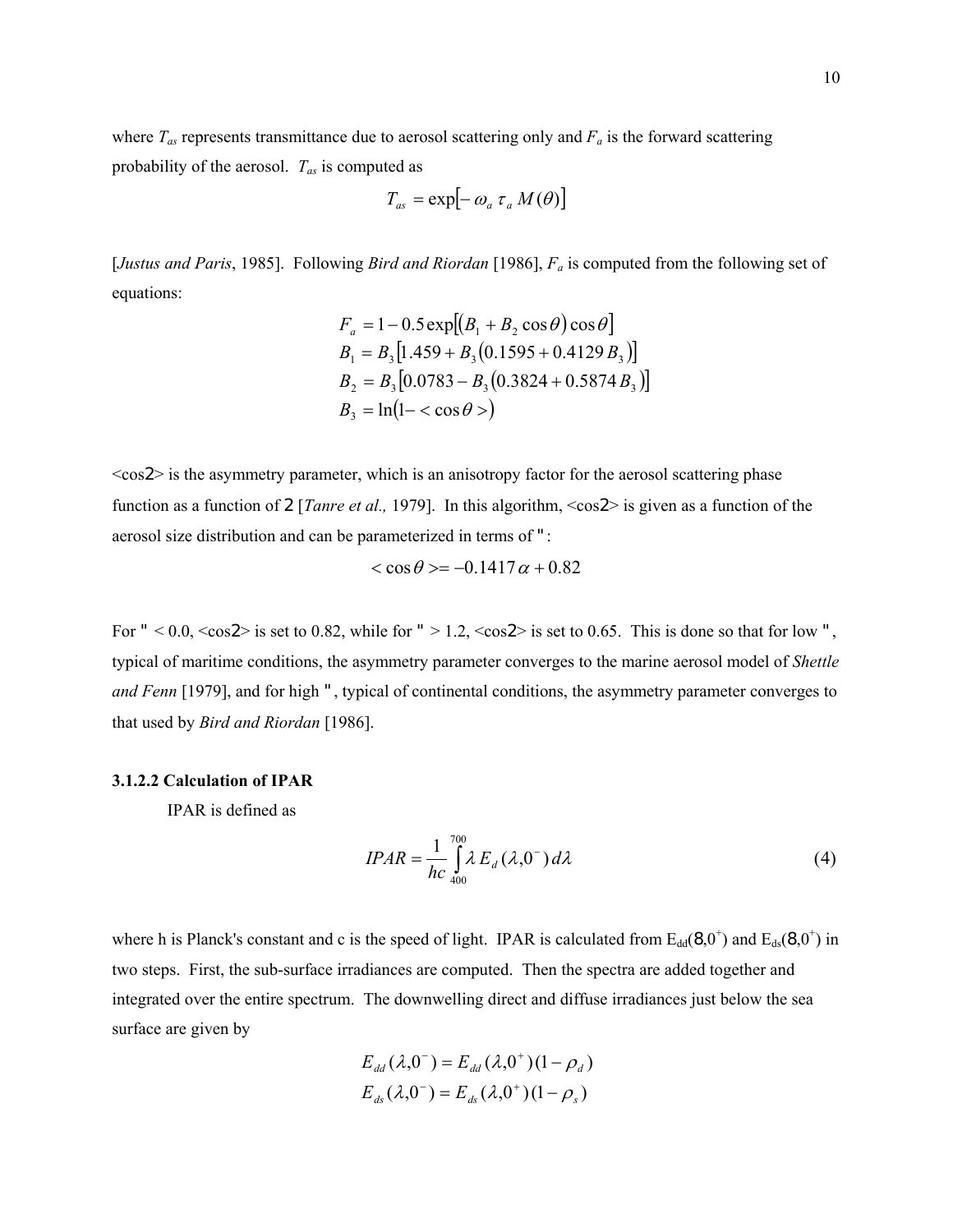where $T_{as}$ represents transmittance due to aerosol scattering only and $F_a$ is the forward scattering probability of the aerosol. $T_{as}$ is computed as

$$T_{as} = \exp[-\omega_a \, \tau_a \, M(\theta)]$$

[*Justus and Paris*, 1985]. Following *Bird and Riordan* [1986], $F_a$ is computed from the following set of equations:

$$
\begin{aligned}
F_a &= 1 - 0.5\exp[(B_1 + B_2 \cos\theta)\cos\theta] \\
B_1 &= B_3[1.459 + B_3(0.1595 + 0.4129\, B_3)] \\
B_2 &= B_3[0.0783 - B_3(0.3824 + 0.5874\, B_3)] \\
B_3 &= \ln(1 - <\cos\theta>)
\end{aligned}
$$

$<\cos\theta>$ is the asymmetry parameter, which is an anisotropy factor for the aerosol scattering phase function as a function of $\theta$ [*Tanre et al.,* 1979]. In this algorithm, $<\cos\theta>$ is given as a function of the aerosol size distribution and can be parameterized in terms of $\alpha$:

$$<\cos\theta> = -0.1417\,\alpha + 0.82$$

For $\alpha < 0.0$, $<\cos\theta>$ is set to 0.82, while for $\alpha > 1.2$, $<\cos\theta>$ is set to 0.65. This is done so that for low $\alpha$, typical of maritime conditions, the asymmetry parameter converges to the marine aerosol model of *Shettle and Fenn* [1979], and for high $\alpha$, typical of continental conditions, the asymmetry parameter converges to that used by *Bird and Riordan* [1986].

### 3.1.2.2 Calculation of IPAR

IPAR is defined as

$$IPAR = \frac{1}{hc}\int_{400}^{700} \lambda\, E_d(\lambda, 0^-)\, d\lambda \tag{4}$$

where h is Planck's constant and c is the speed of light. IPAR is calculated from $E_{dd}(\lambda,0^+)$ and $E_{ds}(\lambda,0^+)$ in two steps. First, the sub-surface irradiances are computed. Then the spectra are added together and integrated over the entire spectrum. The downwelling direct and diffuse irradiances just below the sea surface are given by

$$
\begin{aligned}
E_{dd}(\lambda, 0^-) &= E_{dd}(\lambda, 0^+)(1 - \rho_d) \\
E_{ds}(\lambda, 0^-) &= E_{ds}(\lambda, 0^+)(1 - \rho_s)
\end{aligned}
$$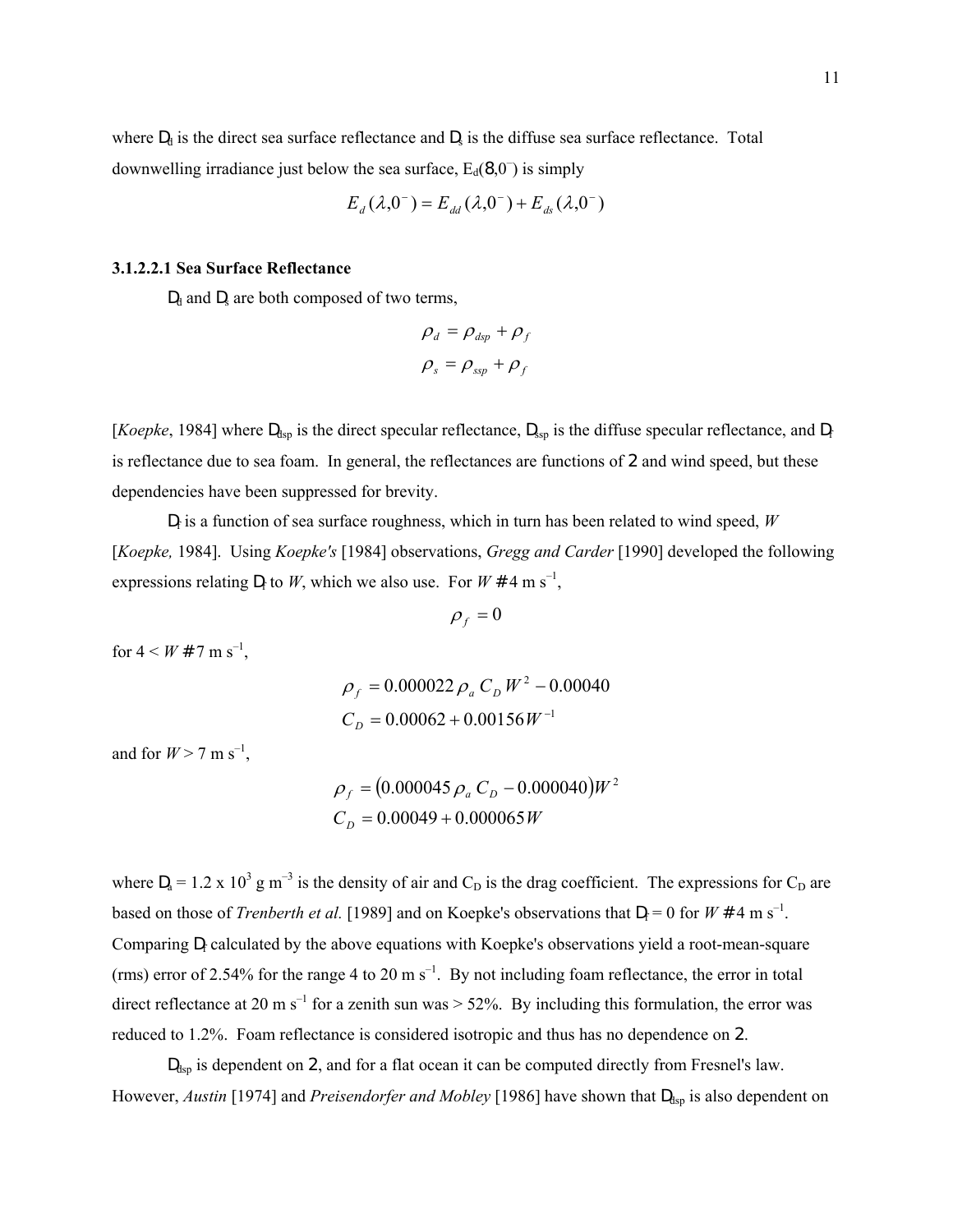where $\rho_d$ is the direct sea surface reflectance and $\rho_s$ is the diffuse sea surface reflectance. Total downwelling irradiance just below the sea surface, $E_d(\lambda,0^-)$ is simply

$$E_d(\lambda,0^-) = E_{dd}(\lambda,0^-) + E_{ds}(\lambda,0^-)$$

#### 3.1.2.2.1 Sea Surface Reflectance

$\rho_d$ and $\rho_s$ are both composed of two terms,

$$\rho_d = \rho_{dsp} + \rho_f$$
$$\rho_s = \rho_{ssp} + \rho_f$$

[*Koepke*, 1984] where $\rho_{dsp}$ is the direct specular reflectance, $\rho_{ssp}$ is the diffuse specular reflectance, and $\rho_f$ is reflectance due to sea foam. In general, the reflectances are functions of $\theta$ and wind speed, but these dependencies have been suppressed for brevity.

$\rho_f$ is a function of sea surface roughness, which in turn has been related to wind speed, $W$ [*Koepke,* 1984]. Using *Koepke's* [1984] observations, *Gregg and Carder* [1990] developed the following expressions relating $\rho_f$ to $W$, which we also use. For $W \leq 4$ m s$^{-1}$,

$$\rho_f = 0$$

for $4 < W \leq 7$ m s$^{-1}$,

$$\rho_f = 0.000022\,\rho_a\,C_D\,W^2 - 0.00040$$
$$C_D = 0.00062 + 0.00156W^{-1}$$

and for $W > 7$ m s$^{-1}$,

$$\rho_f = \left(0.000045\,\rho_a\,C_D - 0.000040\right)W^2$$
$$C_D = 0.00049 + 0.000065W$$

where $\rho_a = 1.2 \times 10^3$ g m$^{-3}$ is the density of air and $C_D$ is the drag coefficient. The expressions for $C_D$ are based on those of *Trenberth et al.* [1989] and on Koepke's observations that $\rho_f = 0$ for $W \leq 4$ m s$^{-1}$. Comparing $\rho_f$ calculated by the above equations with Koepke's observations yield a root-mean-square (rms) error of 2.54% for the range 4 to 20 m s$^{-1}$. By not including foam reflectance, the error in total direct reflectance at 20 m s$^{-1}$ for a zenith sun was > 52%. By including this formulation, the error was reduced to 1.2%. Foam reflectance is considered isotropic and thus has no dependence on $\theta$.

$\rho_{dsp}$ is dependent on $\theta$, and for a flat ocean it can be computed directly from Fresnel's law. However, *Austin* [1974] and *Preisendorfer and Mobley* [1986] have shown that $\rho_{dsp}$ is also dependent on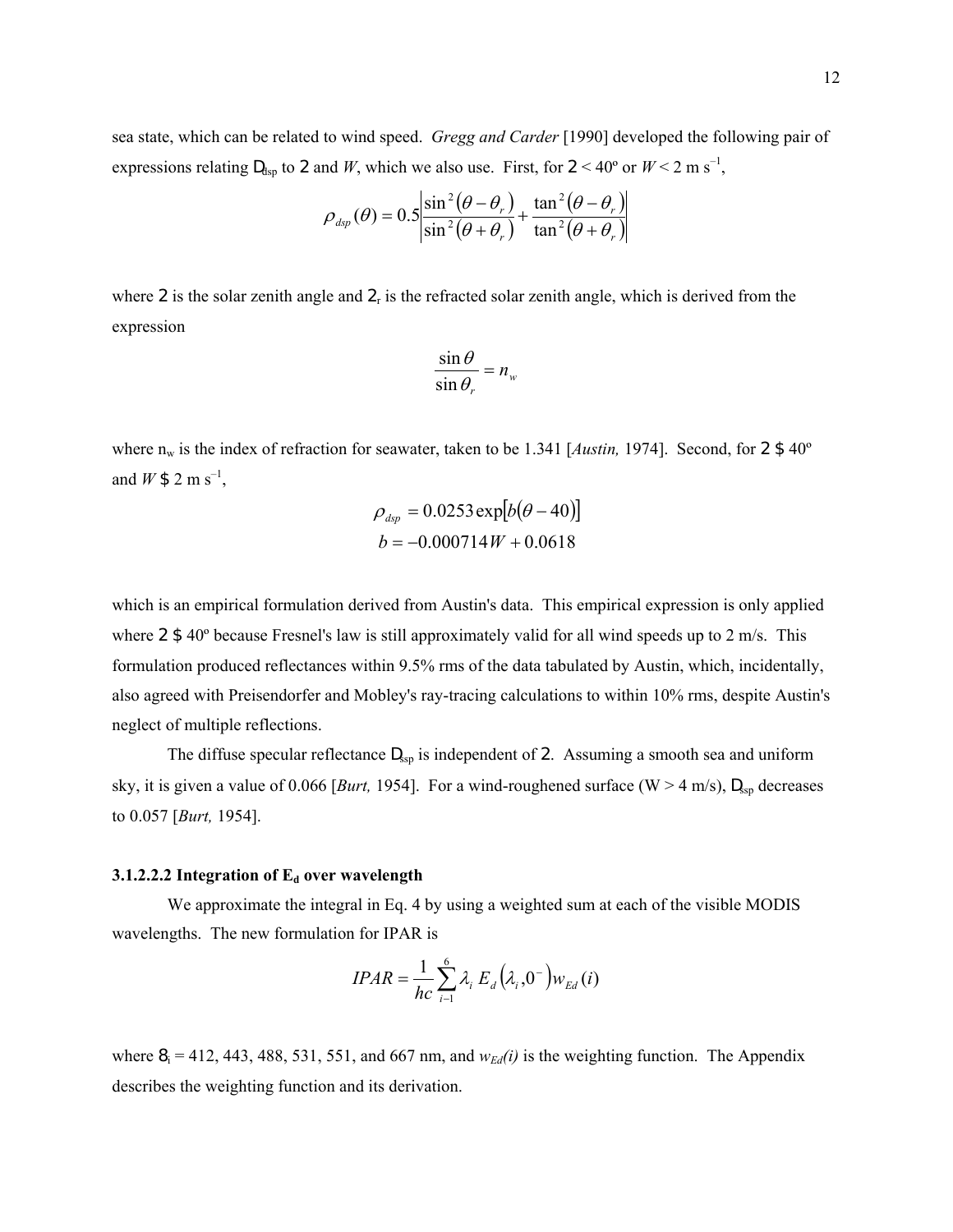sea state, which can be related to wind speed. *Gregg and Carder* [1990] developed the following pair of expressions relating $\rho_{dsp}$ to $\theta$ and $W$, which we also use. First, for $\theta < 40°$ or $W < 2$ m s$^{-1}$,

$$\rho_{dsp}(\theta) = 0.5\left|\frac{\sin^2(\theta - \theta_r)}{\sin^2(\theta + \theta_r)} + \frac{\tan^2(\theta - \theta_r)}{\tan^2(\theta + \theta_r)}\right|$$

where $\theta$ is the solar zenith angle and $\theta_r$ is the refracted solar zenith angle, which is derived from the expression

$$\frac{\sin\theta}{\sin\theta_r} = n_w$$

where $n_w$ is the index of refraction for seawater, taken to be 1.341 [*Austin,* 1974]. Second, for $\theta \geq 40°$ and $W \geq 2$ m s$^{-1}$,

$$\rho_{dsp} = 0.0253\exp[b(\theta - 40)]$$
$$b = -0.000714W + 0.0618$$

which is an empirical formulation derived from Austin's data. This empirical expression is only applied where $\theta \geq 40°$ because Fresnel's law is still approximately valid for all wind speeds up to 2 m/s. This formulation produced reflectances within 9.5% rms of the data tabulated by Austin, which, incidentally, also agreed with Preisendorfer and Mobley's ray-tracing calculations to within 10% rms, despite Austin's neglect of multiple reflections.

The diffuse specular reflectance $\rho_{ssp}$ is independent of $\theta$. Assuming a smooth sea and uniform sky, it is given a value of 0.066 [*Burt,* 1954]. For a wind-roughened surface (W > 4 m/s), $\rho_{ssp}$ decreases to 0.057 [*Burt,* 1954].

#### 3.1.2.2.2 Integration of $E_d$ over wavelength

We approximate the integral in Eq. 4 by using a weighted sum at each of the visible MODIS wavelengths. The new formulation for IPAR is

$$IPAR = \frac{1}{hc}\sum_{i-1}^{6}\lambda_i\, E_d\left(\lambda_i, 0^-\right)w_{Ed}(i)$$

where $\lambda_i$ = 412, 443, 488, 531, 551, and 667 nm, and $w_{Ed}(i)$ is the weighting function. The Appendix describes the weighting function and its derivation.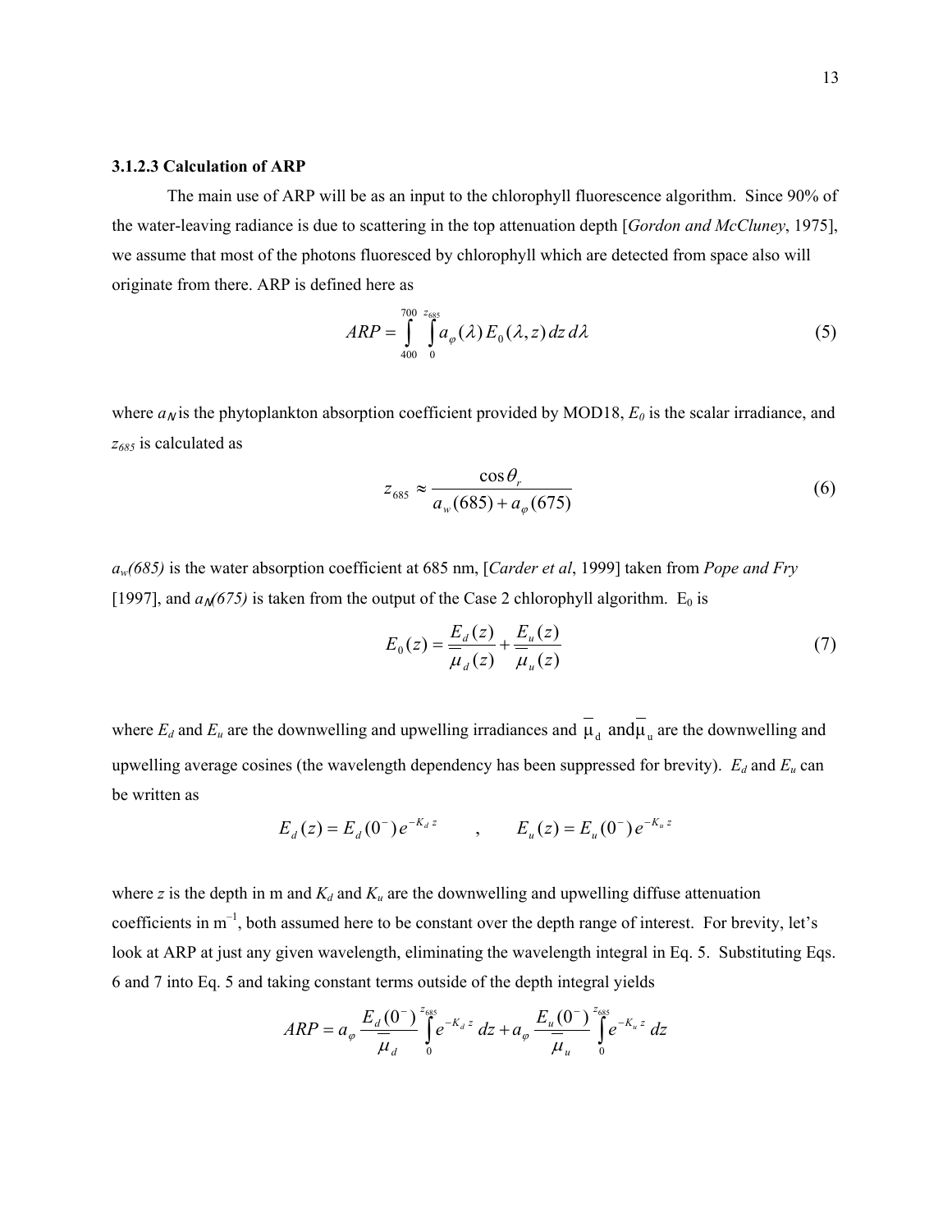### 3.1.2.3 Calculation of ARP

The main use of ARP will be as an input to the chlorophyll fluorescence algorithm. Since 90% of the water-leaving radiance is due to scattering in the top attenuation depth [*Gordon and McCluney*, 1975], we assume that most of the photons fluoresced by chlorophyll which are detected from space also will originate from there. ARP is defined here as

$$ARP = \int_{400}^{700} \int_{0}^{z_{685}} a_{\varphi}(\lambda)\, E_0(\lambda, z)\, dz\, d\lambda \tag{5}$$

where $a_{\varphi}$ is the phytoplankton absorption coefficient provided by MOD18, $E_0$ is the scalar irradiance, and $z_{685}$ is calculated as

$$z_{685} \approx \frac{\cos\theta_r}{a_w(685) + a_{\varphi}(675)} \tag{6}$$

$a_w(685)$ is the water absorption coefficient at 685 nm, [*Carder et al*, 1999] taken from *Pope and Fry* [1997], and $a_{\varphi}(675)$ is taken from the output of the Case 2 chlorophyll algorithm. $E_0$ is

$$E_0(z) = \frac{E_d(z)}{\overline{\mu}_d(z)} + \frac{E_u(z)}{\overline{\mu}_u(z)} \tag{7}$$

where $E_d$ and $E_u$ are the downwelling and upwelling irradiances and $\overline{\mu}_d$ and $\overline{\mu}_u$ are the downwelling and upwelling average cosines (the wavelength dependency has been suppressed for brevity). $E_d$ and $E_u$ can be written as

$$E_d(z) = E_d(0^-)\, e^{-K_d z} \qquad , \qquad E_u(z) = E_u(0^-)\, e^{-K_u z}$$

where $z$ is the depth in m and $K_d$ and $K_u$ are the downwelling and upwelling diffuse attenuation coefficients in $m^{-1}$, both assumed here to be constant over the depth range of interest. For brevity, let's look at ARP at just any given wavelength, eliminating the wavelength integral in Eq. 5. Substituting Eqs. 6 and 7 into Eq. 5 and taking constant terms outside of the depth integral yields

$$ARP = a_{\varphi} \frac{E_d(0^-)}{\overline{\mu}_d} \int_{0}^{z_{685}} e^{-K_d z}\, dz + a_{\varphi} \frac{E_u(0^-)}{\overline{\mu}_u} \int_{0}^{z_{685}} e^{-K_u z}\, dz$$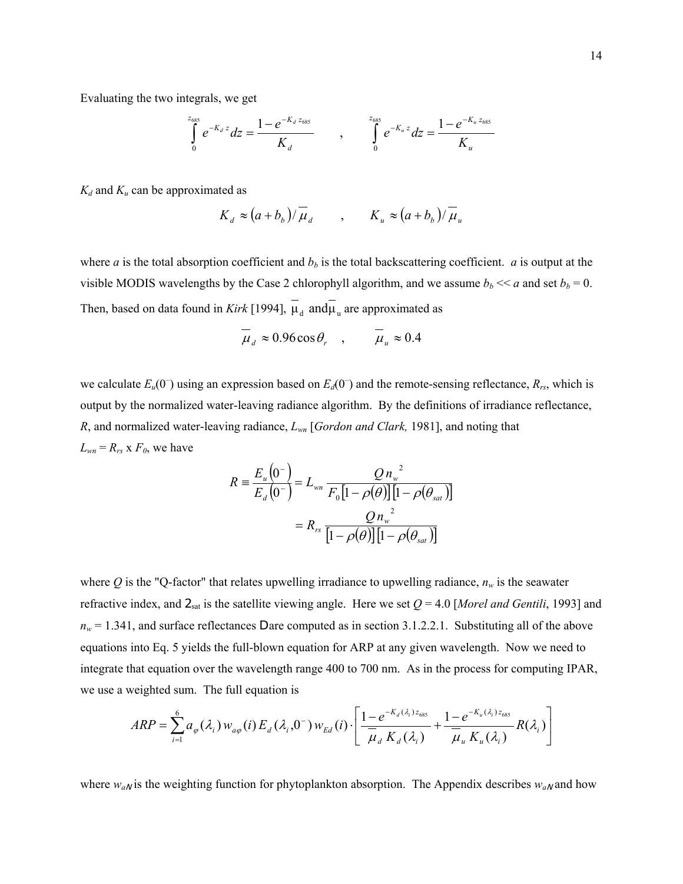Evaluating the two integrals, we get

$$\int_0^{z_{685}} e^{-K_d z} dz = \frac{1 - e^{-K_d z_{685}}}{K_d} \qquad , \qquad \int_0^{z_{685}} e^{-K_u z} dz = \frac{1 - e^{-K_u z_{685}}}{K_u}$$

$K_d$ and $K_u$ can be approximated as

$$K_d \approx (a + b_b)/\overline{\mu}_d \qquad , \qquad K_u \approx (a + b_b)/\overline{\mu}_u$$

where *a* is the total absorption coefficient and $b_b$ is the total backscattering coefficient. *a* is output at the visible MODIS wavelengths by the Case 2 chlorophyll algorithm, and we assume $b_b << a$ and set $b_b = 0$. Then, based on data found in *Kirk* [1994], $\overline{\mu}_d$ and $\overline{\mu}_u$ are approximated as

$$\overline{\mu}_d \approx 0.96 \cos\theta_r \quad , \qquad \overline{\mu}_u \approx 0.4$$

we calculate $E_u(0^-)$ using an expression based on $E_d(0^-)$ and the remote-sensing reflectance, $R_{rs}$, which is output by the normalized water-leaving radiance algorithm. By the definitions of irradiance reflectance, *R*, and normalized water-leaving radiance, $L_{wn}$ [*Gordon and Clark,* 1981], and noting that $L_{wn} = R_{rs} \times F_0$, we have

$$R \equiv \frac{E_u(0^-)}{E_d(0^-)} = L_{wn} \frac{Q n_w^{\ 2}}{F_0 [1 - \rho(\theta)][1 - \rho(\theta_{sat})]}$$

$$= R_{rs} \frac{Q n_w^{\ 2}}{[1 - \rho(\theta)][1 - \rho(\theta_{sat})]}$$

where *Q* is the "Q-factor" that relates upwelling irradiance to upwelling radiance, $n_w$ is the seawater refractive index, and $\theta_{sat}$ is the satellite viewing angle. Here we set $Q = 4.0$ [*Morel and Gentili*, 1993] and $n_w = 1.341$, and surface reflectances $\rho$ are computed as in section 3.1.2.2.1. Substituting all of the above equations into Eq. 5 yields the full-blown equation for ARP at any given wavelength. Now we need to integrate that equation over the wavelength range 400 to 700 nm. As in the process for computing IPAR, we use a weighted sum. The full equation is

$$ARP = \sum_{i=1}^{6} a_\varphi(\lambda_i)\, w_{a\varphi}(i)\, E_d(\lambda_i, 0^-)\, w_{Ed}(i) \cdot \left[ \frac{1 - e^{-K_d(\lambda_i) z_{685}}}{\overline{\mu}_d\, K_d(\lambda_i)} + \frac{1 - e^{-K_u(\lambda_i) z_{685}}}{\overline{\mu}_u\, K_u(\lambda_i)} R(\lambda_i) \right]$$

where $w_{a\varphi}$ is the weighting function for phytoplankton absorption. The Appendix describes $w_{a\varphi}$ and how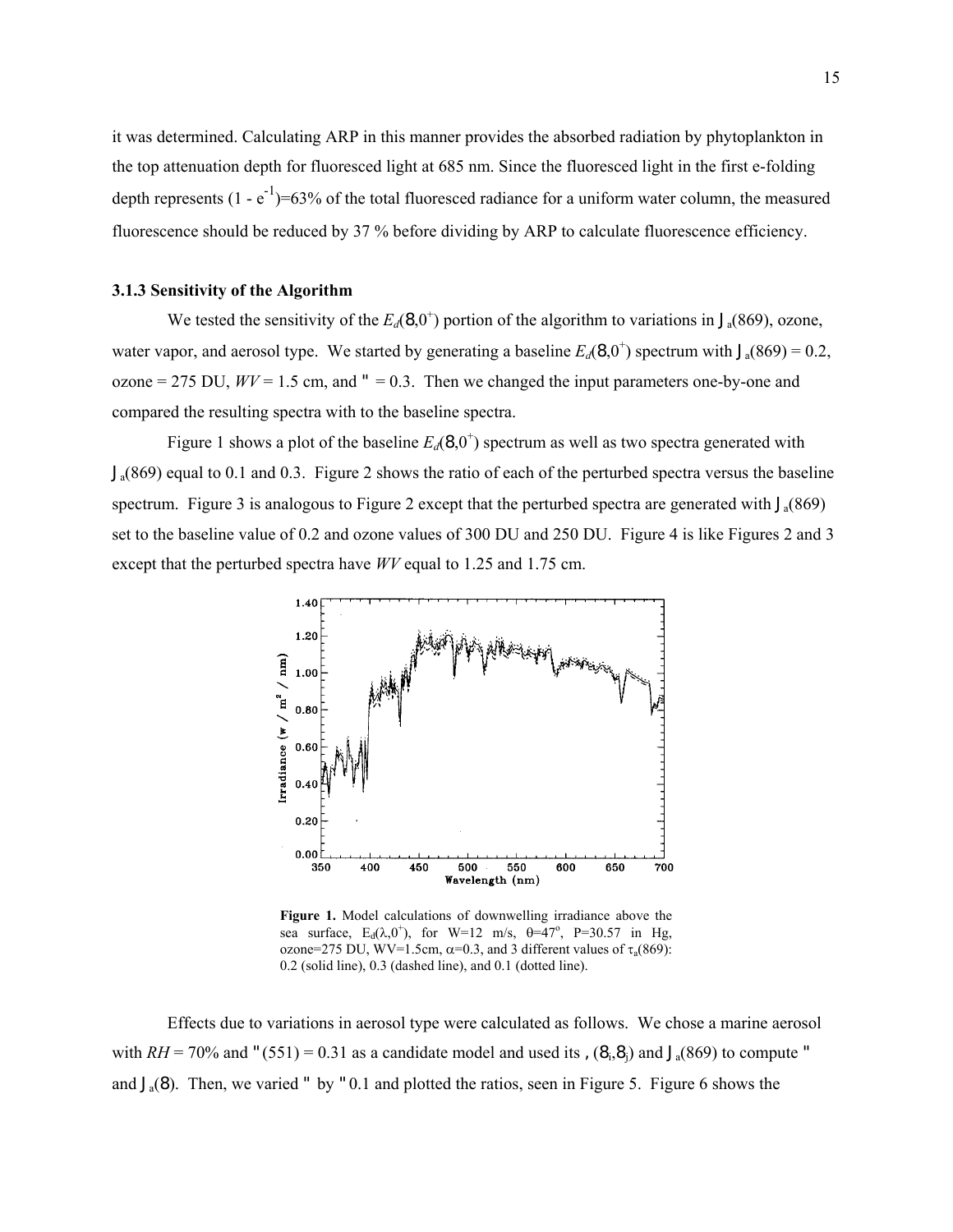it was determined. Calculating ARP in this manner provides the absorbed radiation by phytoplankton in the top attenuation depth for fluoresced light at 685 nm. Since the fluoresced light in the first e-folding depth represents $(1 - e^{-1})$=63% of the total fluoresced radiance for a uniform water column, the measured fluorescence should be reduced by 37 % before dividing by ARP to calculate fluorescence efficiency.

### 3.1.3 Sensitivity of the Algorithm

We tested the sensitivity of the $E_d(\lambda,0^+)$ portion of the algorithm to variations in $\tau_a(869)$, ozone, water vapor, and aerosol type. We started by generating a baseline $E_d(\lambda,0^+)$ spectrum with $\tau_a(869)$ = 0.2, ozone = 275 DU, *WV* = 1.5 cm, and $\alpha$ = 0.3. Then we changed the input parameters one-by-one and compared the resulting spectra with to the baseline spectra.

Figure 1 shows a plot of the baseline $E_d(\lambda,0^+)$ spectrum as well as two spectra generated with $\tau_a(869)$ equal to 0.1 and 0.3. Figure 2 shows the ratio of each of the perturbed spectra versus the baseline spectrum. Figure 3 is analogous to Figure 2 except that the perturbed spectra are generated with $\tau_a(869)$ set to the baseline value of 0.2 and ozone values of 300 DU and 250 DU. Figure 4 is like Figures 2 and 3 except that the perturbed spectra have *WV* equal to 1.25 and 1.75 cm.

Irradiance (w / m$^2$ / nm)
1.40
1.20
1.00
0.80
0.60
0.40
0.20
0.00
350 400 450 500 550 600 650 700
Wavelength (nm)

**Figure 1.** Model calculations of downwelling irradiance above the sea surface, $E_d(\lambda,0^+)$, for W=12 m/s, $\theta$=47$^o$, P=30.57 in Hg, ozone=275 DU, WV=1.5cm, $\alpha$=0.3, and 3 different values of $\tau_a(869)$: 0.2 (solid line), 0.3 (dashed line), and 0.1 (dotted line).

Effects due to variations in aerosol type were calculated as follows. We chose a marine aerosol with *RH* = 70% and $\alpha(551)$ = 0.31 as a candidate model and used its $\varepsilon(\lambda_i,\lambda_j)$ and $\tau_a(869)$ to compute $\alpha$ and $\tau_a(\lambda)$. Then, we varied $\alpha$ by $\pm$0.1 and plotted the ratios, seen in Figure 5. Figure 6 shows the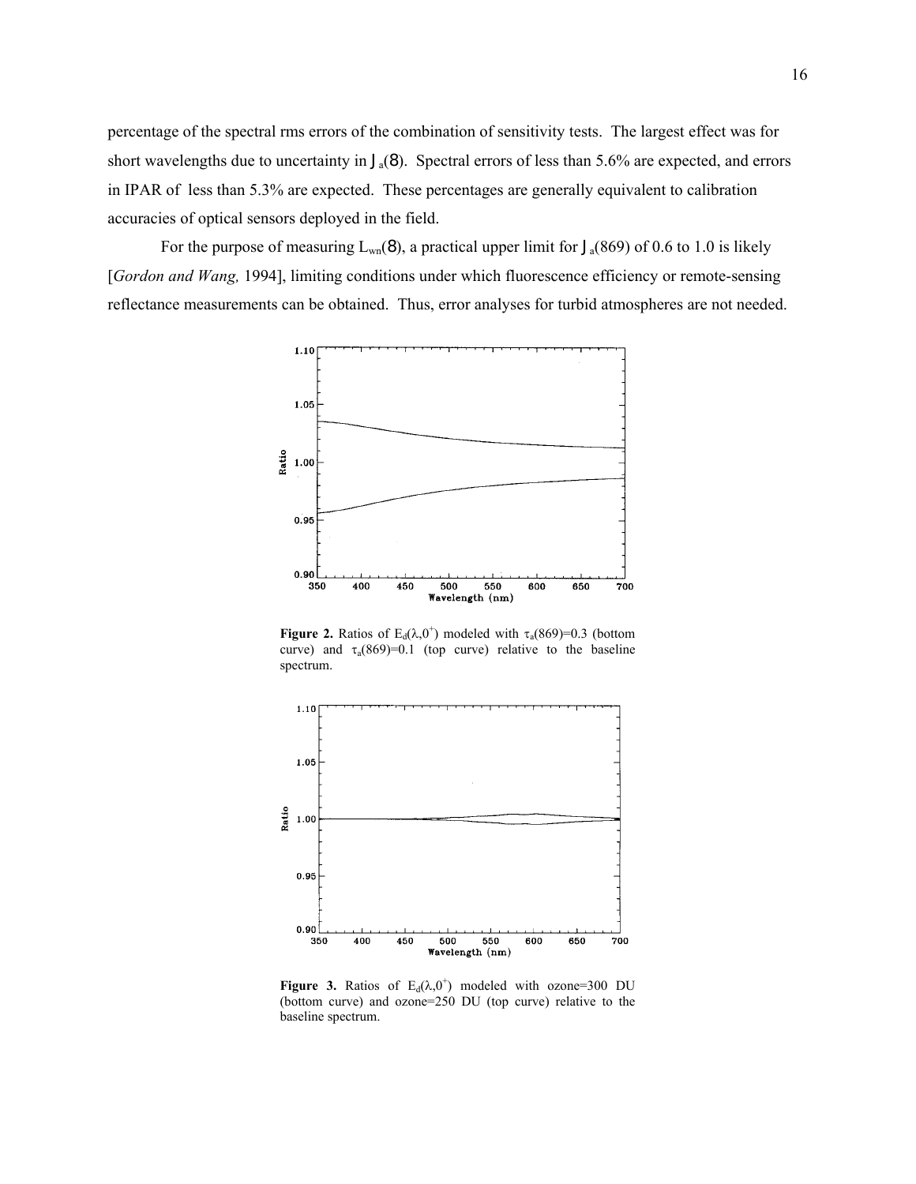percentage of the spectral rms errors of the combination of sensitivity tests. The largest effect was for short wavelengths due to uncertainty in $\tau_a(\lambda)$. Spectral errors of less than 5.6% are expected, and errors in IPAR of less than 5.3% are expected. These percentages are generally equivalent to calibration accuracies of optical sensors deployed in the field.

For the purpose of measuring $L_{wn}(\lambda)$, a practical upper limit for $\tau_a(869)$ of 0.6 to 1.0 is likely [*Gordon and Wang,* 1994], limiting conditions under which fluorescence efficiency or remote-sensing reflectance measurements can be obtained. Thus, error analyses for turbid atmospheres are not needed.

1.10
1.05
1.00
0.95
0.90
Ratio
350 400 450 500 550 600 650 700
Wavelength (nm)

**Figure 2.** Ratios of $E_d(\lambda,0^+)$ modeled with $\tau_a(869)=0.3$ (bottom curve) and $\tau_a(869)=0.1$ (top curve) relative to the baseline spectrum.

1.10
1.05
1.00
0.95
0.90
Ratio
350 400 450 500 550 600 650 700
Wavelength (nm)

**Figure 3.** Ratios of $E_d(\lambda,0^+)$ modeled with ozone=300 DU (bottom curve) and ozone=250 DU (top curve) relative to the baseline spectrum.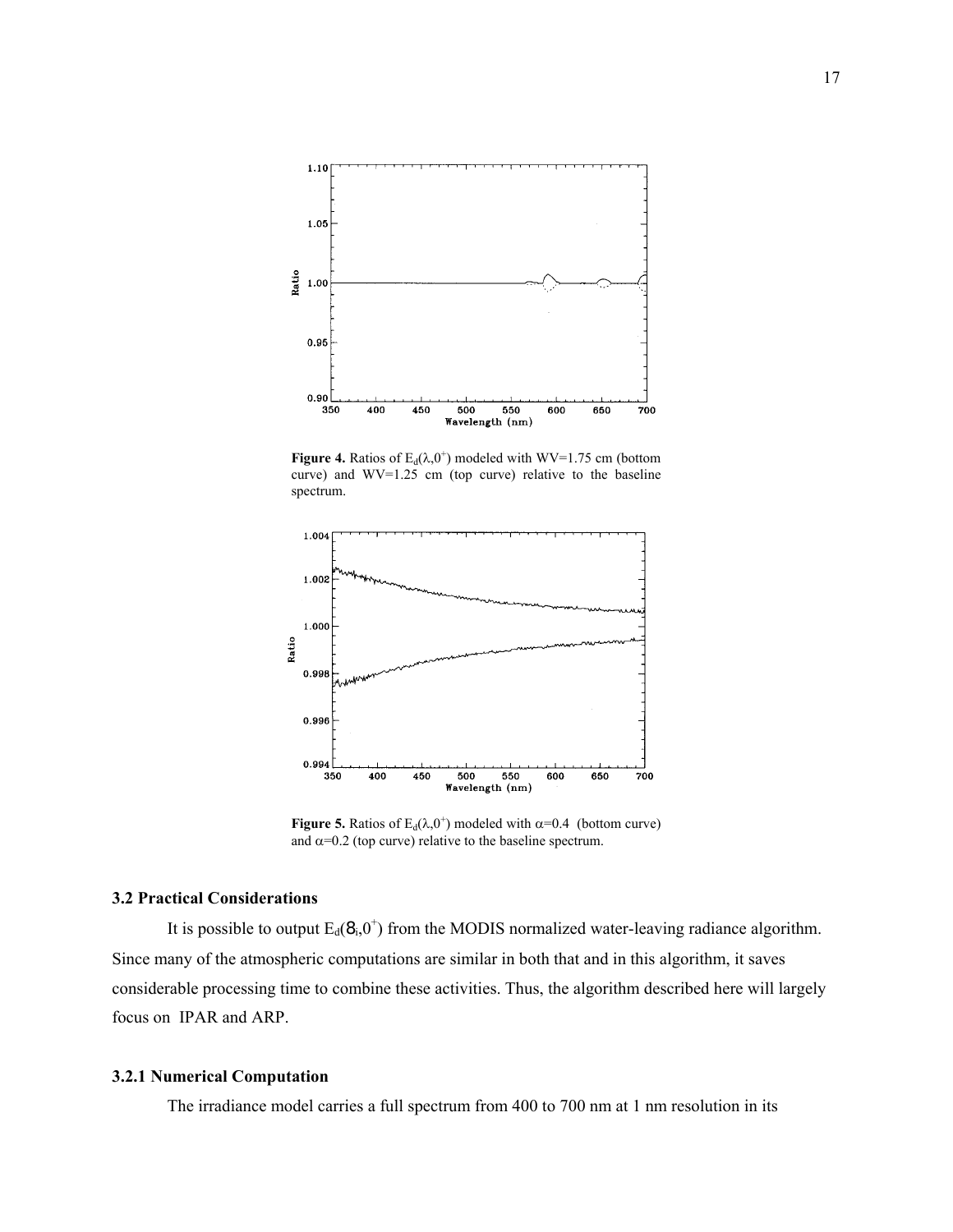1.10

1.05

1.00

0.95

0.90

Ratio

350 400 450 500 550 600 650 700

Wavelength (nm)

**Figure 4.** Ratios of $E_d(\lambda,0^+)$ modeled with WV=1.75 cm (bottom curve) and WV=1.25 cm (top curve) relative to the baseline spectrum.

1.004

1.002

1.000

0.998

0.996

0.994

Ratio

350 400 450 500 550 600 650 700

Wavelength (nm)

**Figure 5.** Ratios of $E_d(\lambda,0^+)$ modeled with $\alpha$=0.4 (bottom curve) and $\alpha$=0.2 (top curve) relative to the baseline spectrum.

### 3.2 Practical Considerations

It is possible to output $E_d(\lambda_i,0^+)$ from the MODIS normalized water-leaving radiance algorithm. Since many of the atmospheric computations are similar in both that and in this algorithm, it saves considerable processing time to combine these activities. Thus, the algorithm described here will largely focus on IPAR and ARP.

#### 3.2.1 Numerical Computation

The irradiance model carries a full spectrum from 400 to 700 nm at 1 nm resolution in its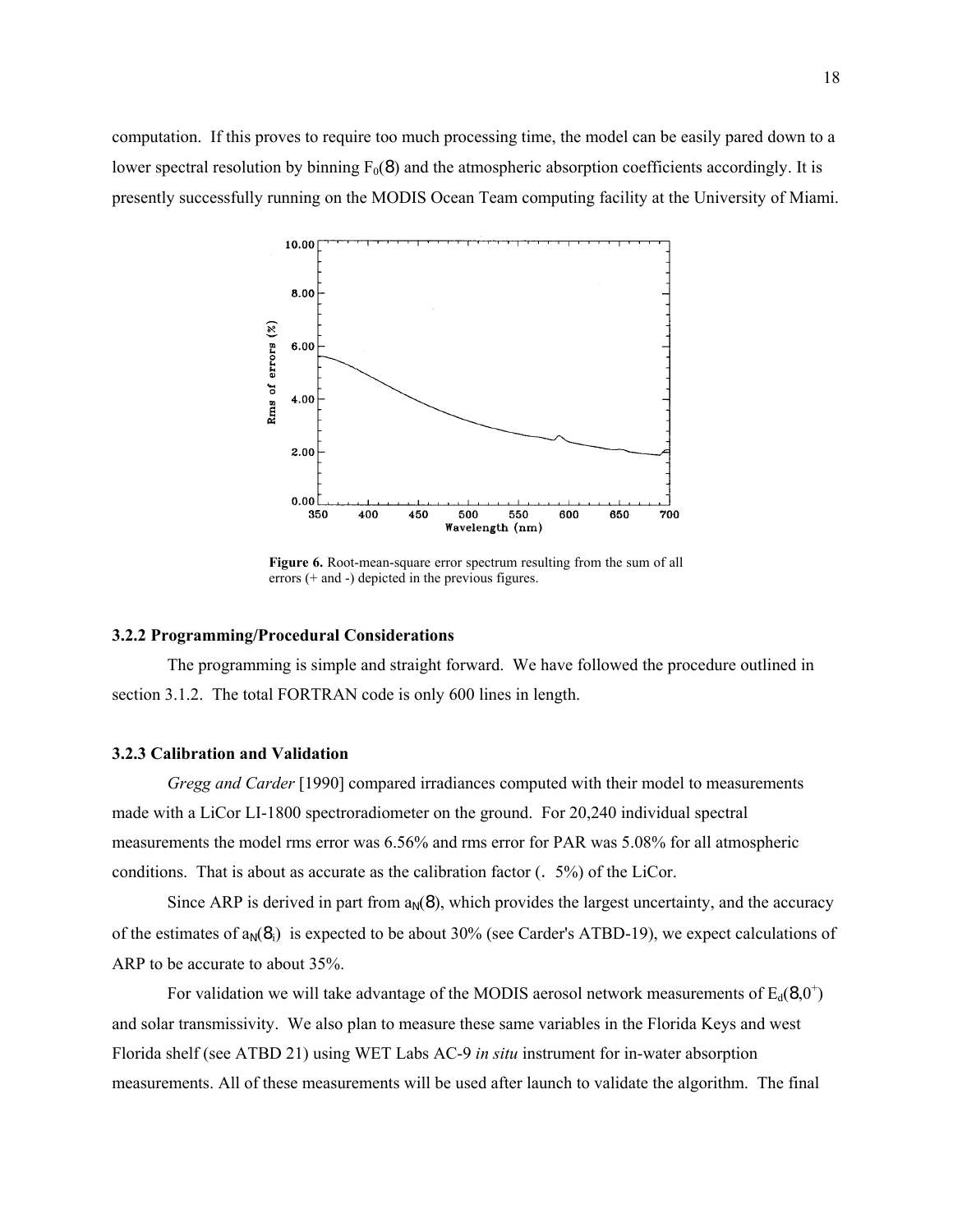computation. If this proves to require too much processing time, the model can be easily pared down to a lower spectral resolution by binning $F_0(\lambda)$ and the atmospheric absorption coefficients accordingly. It is presently successfully running on the MODIS Ocean Team computing facility at the University of Miami.

Rms of errors (%)
10.00
8.00
6.00
4.00
2.00
0.00
350 400 450 500 550 600 650 700
Wavelength (nm)

**Figure 6.** Root-mean-square error spectrum resulting from the sum of all errors (+ and -) depicted in the previous figures.

### 3.2.2 Programming/Procedural Considerations

The programming is simple and straight forward. We have followed the procedure outlined in section 3.1.2. The total FORTRAN code is only 600 lines in length.

### 3.2.3 Calibration and Validation

*Gregg and Carder* [1990] compared irradiances computed with their model to measurements made with a LiCor LI-1800 spectroradiometer on the ground. For 20,240 individual spectral measurements the model rms error was 6.56% and rms error for PAR was 5.08% for all atmospheric conditions. That is about as accurate as the calibration factor (≈ 5%) of the LiCor.

Since ARP is derived in part from $a_N(\lambda)$, which provides the largest uncertainty, and the accuracy of the estimates of $a_N(\lambda_i)$ is expected to be about 30% (see Carder's ATBD-19), we expect calculations of ARP to be accurate to about 35%.

For validation we will take advantage of the MODIS aerosol network measurements of $E_d(\lambda,0^+)$ and solar transmissivity. We also plan to measure these same variables in the Florida Keys and west Florida shelf (see ATBD 21) using WET Labs AC-9 *in situ* instrument for in-water absorption measurements. All of these measurements will be used after launch to validate the algorithm. The final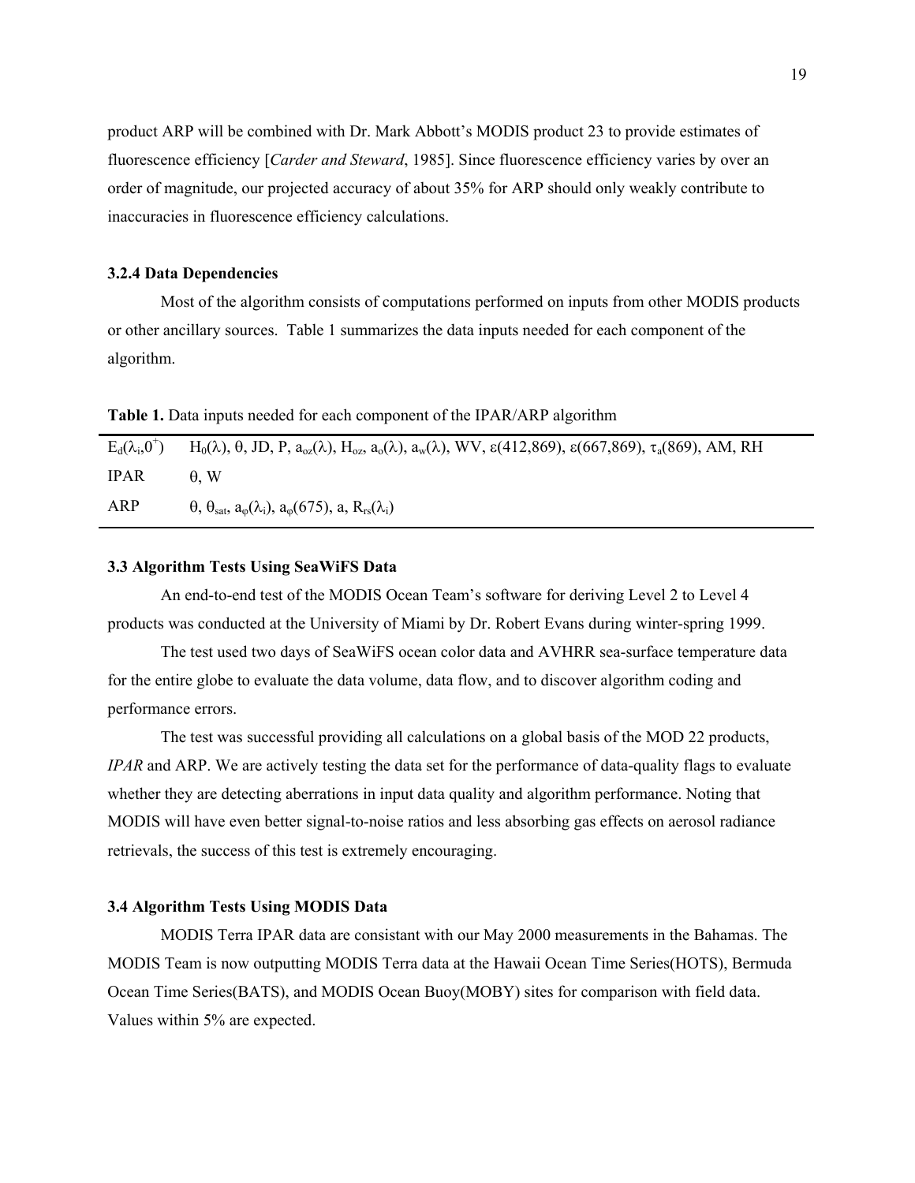product ARP will be combined with Dr. Mark Abbott's MODIS product 23 to provide estimates of fluorescence efficiency [*Carder and Steward*, 1985]. Since fluorescence efficiency varies by over an order of magnitude, our projected accuracy of about 35% for ARP should only weakly contribute to inaccuracies in fluorescence efficiency calculations.

### 3.2.4 Data Dependencies

Most of the algorithm consists of computations performed on inputs from other MODIS products or other ancillary sources. Table 1 summarizes the data inputs needed for each component of the algorithm.

**Table 1.** Data inputs needed for each component of the IPAR/ARP algorithm

| | |
|---|---|
| $E_d(\lambda_i,0^+)$ | $H_0(\lambda)$, $\theta$, JD, P, $a_{oz}(\lambda)$, $H_{oz}$, $a_o(\lambda)$, $a_w(\lambda)$, WV, $\varepsilon(412,869)$, $\varepsilon(667,869)$, $\tau_a(869)$, AM, RH |
| IPAR | $\theta$, W |
| ARP | $\theta$, $\theta_{sat}$, $a_\varphi(\lambda_i)$, $a_\varphi(675)$, a, $R_{rs}(\lambda_i)$ |

### 3.3 Algorithm Tests Using SeaWiFS Data

An end-to-end test of the MODIS Ocean Team's software for deriving Level 2 to Level 4 products was conducted at the University of Miami by Dr. Robert Evans during winter-spring 1999.

The test used two days of SeaWiFS ocean color data and AVHRR sea-surface temperature data for the entire globe to evaluate the data volume, data flow, and to discover algorithm coding and performance errors.

The test was successful providing all calculations on a global basis of the MOD 22 products, *IPAR* and ARP. We are actively testing the data set for the performance of data-quality flags to evaluate whether they are detecting aberrations in input data quality and algorithm performance. Noting that MODIS will have even better signal-to-noise ratios and less absorbing gas effects on aerosol radiance retrievals, the success of this test is extremely encouraging.

### 3.4 Algorithm Tests Using MODIS Data

MODIS Terra IPAR data are consistant with our May 2000 measurements in the Bahamas. The MODIS Team is now outputting MODIS Terra data at the Hawaii Ocean Time Series(HOTS), Bermuda Ocean Time Series(BATS), and MODIS Ocean Buoy(MOBY) sites for comparison with field data. Values within 5% are expected.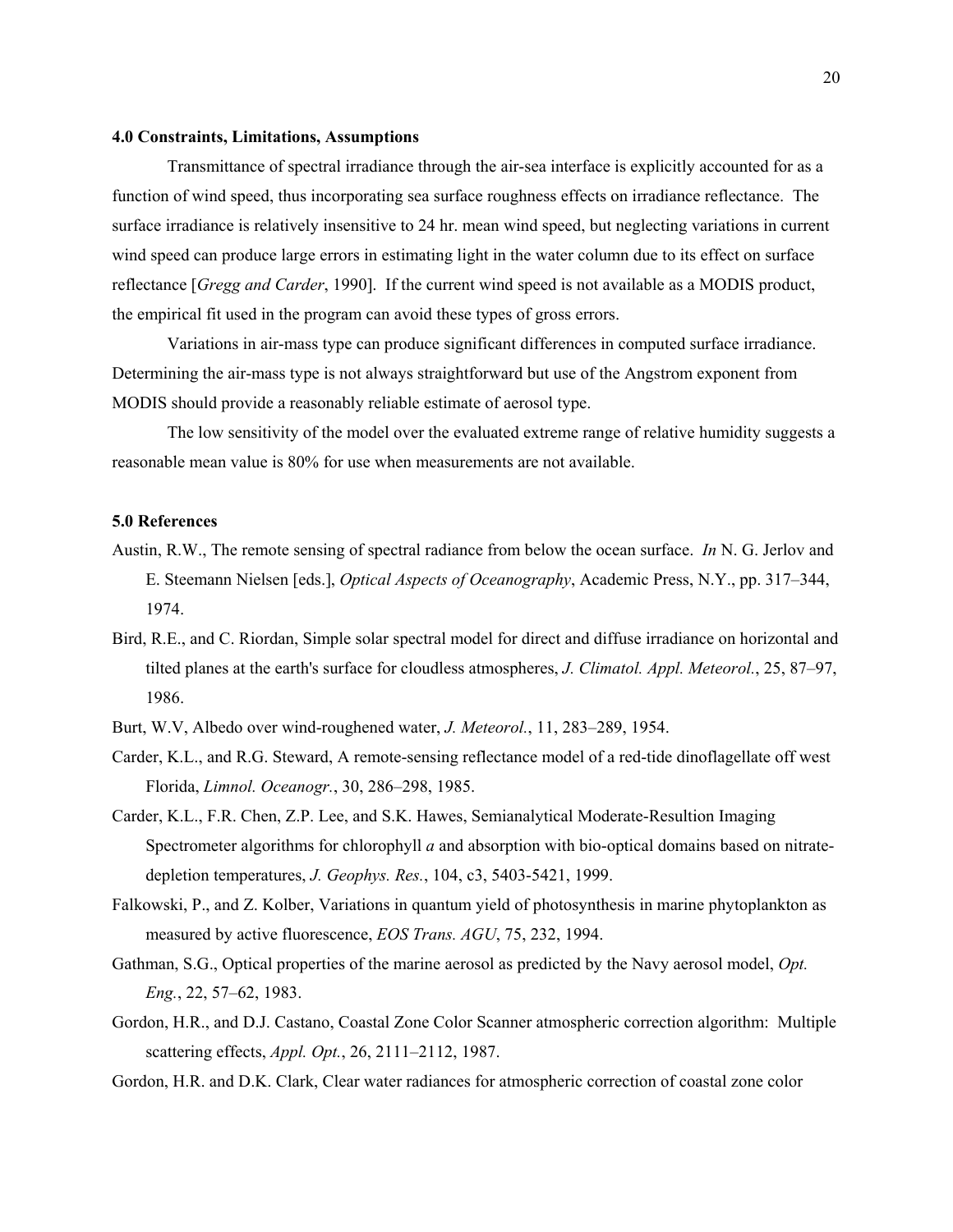### 4.0 Constraints, Limitations, Assumptions

Transmittance of spectral irradiance through the air-sea interface is explicitly accounted for as a function of wind speed, thus incorporating sea surface roughness effects on irradiance reflectance. The surface irradiance is relatively insensitive to 24 hr. mean wind speed, but neglecting variations in current wind speed can produce large errors in estimating light in the water column due to its effect on surface reflectance [*Gregg and Carder*, 1990]. If the current wind speed is not available as a MODIS product, the empirical fit used in the program can avoid these types of gross errors.

Variations in air-mass type can produce significant differences in computed surface irradiance. Determining the air-mass type is not always straightforward but use of the Angstrom exponent from MODIS should provide a reasonably reliable estimate of aerosol type.

The low sensitivity of the model over the evaluated extreme range of relative humidity suggests a reasonable mean value is 80% for use when measurements are not available.

### 5.0 References

Austin, R.W., The remote sensing of spectral radiance from below the ocean surface. *In* N. G. Jerlov and E. Steemann Nielsen [eds.], *Optical Aspects of Oceanography*, Academic Press, N.Y., pp. 317–344, 1974.

Bird, R.E., and C. Riordan, Simple solar spectral model for direct and diffuse irradiance on horizontal and tilted planes at the earth's surface for cloudless atmospheres, *J. Climatol. Appl. Meteorol.*, 25, 87–97, 1986.

Burt, W.V, Albedo over wind-roughened water, *J. Meteorol.*, 11, 283–289, 1954.

Carder, K.L., and R.G. Steward, A remote-sensing reflectance model of a red-tide dinoflagellate off west Florida, *Limnol. Oceanogr.*, 30, 286–298, 1985.

Carder, K.L., F.R. Chen, Z.P. Lee, and S.K. Hawes, Semianalytical Moderate-Resultion Imaging Spectrometer algorithms for chlorophyll *a* and absorption with bio-optical domains based on nitrate-depletion temperatures, *J. Geophys. Res.*, 104, c3, 5403-5421, 1999.

Falkowski, P., and Z. Kolber, Variations in quantum yield of photosynthesis in marine phytoplankton as measured by active fluorescence, *EOS Trans. AGU*, 75, 232, 1994.

Gathman, S.G., Optical properties of the marine aerosol as predicted by the Navy aerosol model, *Opt. Eng.*, 22, 57–62, 1983.

Gordon, H.R., and D.J. Castano, Coastal Zone Color Scanner atmospheric correction algorithm: Multiple scattering effects, *Appl. Opt.*, 26, 2111–2112, 1987.

Gordon, H.R. and D.K. Clark, Clear water radiances for atmospheric correction of coastal zone color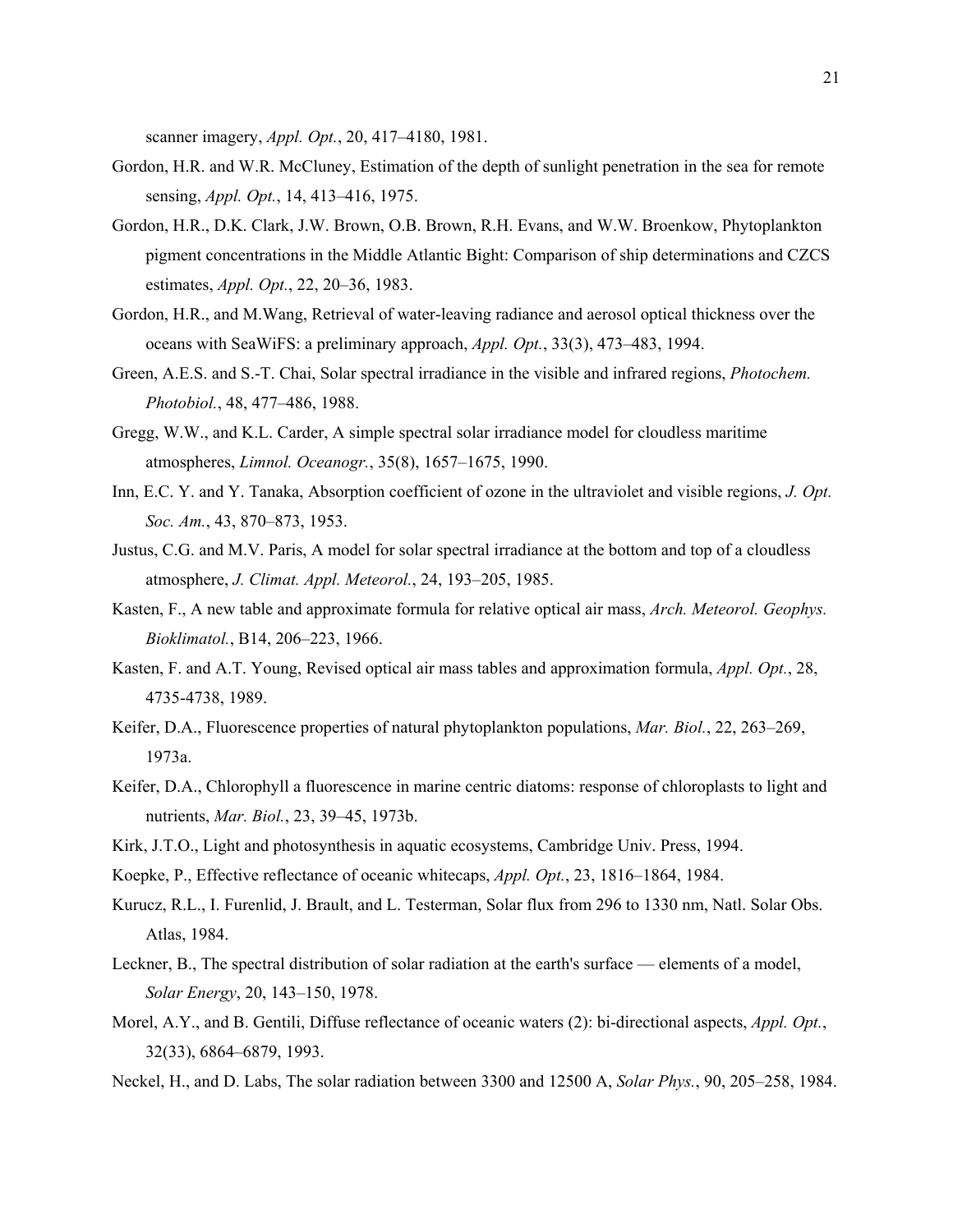scanner imagery, *Appl. Opt.*, 20, 417–4180, 1981.

Gordon, H.R. and W.R. McCluney, Estimation of the depth of sunlight penetration in the sea for remote sensing, *Appl. Opt.*, 14, 413–416, 1975.

Gordon, H.R., D.K. Clark, J.W. Brown, O.B. Brown, R.H. Evans, and W.W. Broenkow, Phytoplankton pigment concentrations in the Middle Atlantic Bight: Comparison of ship determinations and CZCS estimates, *Appl. Opt.*, 22, 20–36, 1983.

Gordon, H.R., and M.Wang, Retrieval of water-leaving radiance and aerosol optical thickness over the oceans with SeaWiFS: a preliminary approach, *Appl. Opt.*, 33(3), 473–483, 1994.

Green, A.E.S. and S.-T. Chai, Solar spectral irradiance in the visible and infrared regions, *Photochem. Photobiol.*, 48, 477–486, 1988.

Gregg, W.W., and K.L. Carder, A simple spectral solar irradiance model for cloudless maritime atmospheres, *Limnol. Oceanogr.*, 35(8), 1657–1675, 1990.

Inn, E.C. Y. and Y. Tanaka, Absorption coefficient of ozone in the ultraviolet and visible regions, *J. Opt. Soc. Am.*, 43, 870–873, 1953.

Justus, C.G. and M.V. Paris, A model for solar spectral irradiance at the bottom and top of a cloudless atmosphere, *J. Climat. Appl. Meteorol.*, 24, 193–205, 1985.

Kasten, F., A new table and approximate formula for relative optical air mass, *Arch. Meteorol. Geophys. Bioklimatol.*, B14, 206–223, 1966.

Kasten, F. and A.T. Young, Revised optical air mass tables and approximation formula, *Appl. Opt.*, 28, 4735-4738, 1989.

Keifer, D.A., Fluorescence properties of natural phytoplankton populations, *Mar. Biol.*, 22, 263–269, 1973a.

Keifer, D.A., Chlorophyll a fluorescence in marine centric diatoms: response of chloroplasts to light and nutrients, *Mar. Biol.*, 23, 39–45, 1973b.

Kirk, J.T.O., Light and photosynthesis in aquatic ecosystems, Cambridge Univ. Press, 1994.

Koepke, P., Effective reflectance of oceanic whitecaps, *Appl. Opt.*, 23, 1816–1864, 1984.

Kurucz, R.L., I. Furenlid, J. Brault, and L. Testerman, Solar flux from 296 to 1330 nm, Natl. Solar Obs. Atlas, 1984.

Leckner, B., The spectral distribution of solar radiation at the earth's surface — elements of a model, *Solar Energy*, 20, 143–150, 1978.

Morel, A.Y., and B. Gentili, Diffuse reflectance of oceanic waters (2): bi-directional aspects, *Appl. Opt.*, 32(33), 6864–6879, 1993.

Neckel, H., and D. Labs, The solar radiation between 3300 and 12500 A, *Solar Phys.*, 90, 205–258, 1984.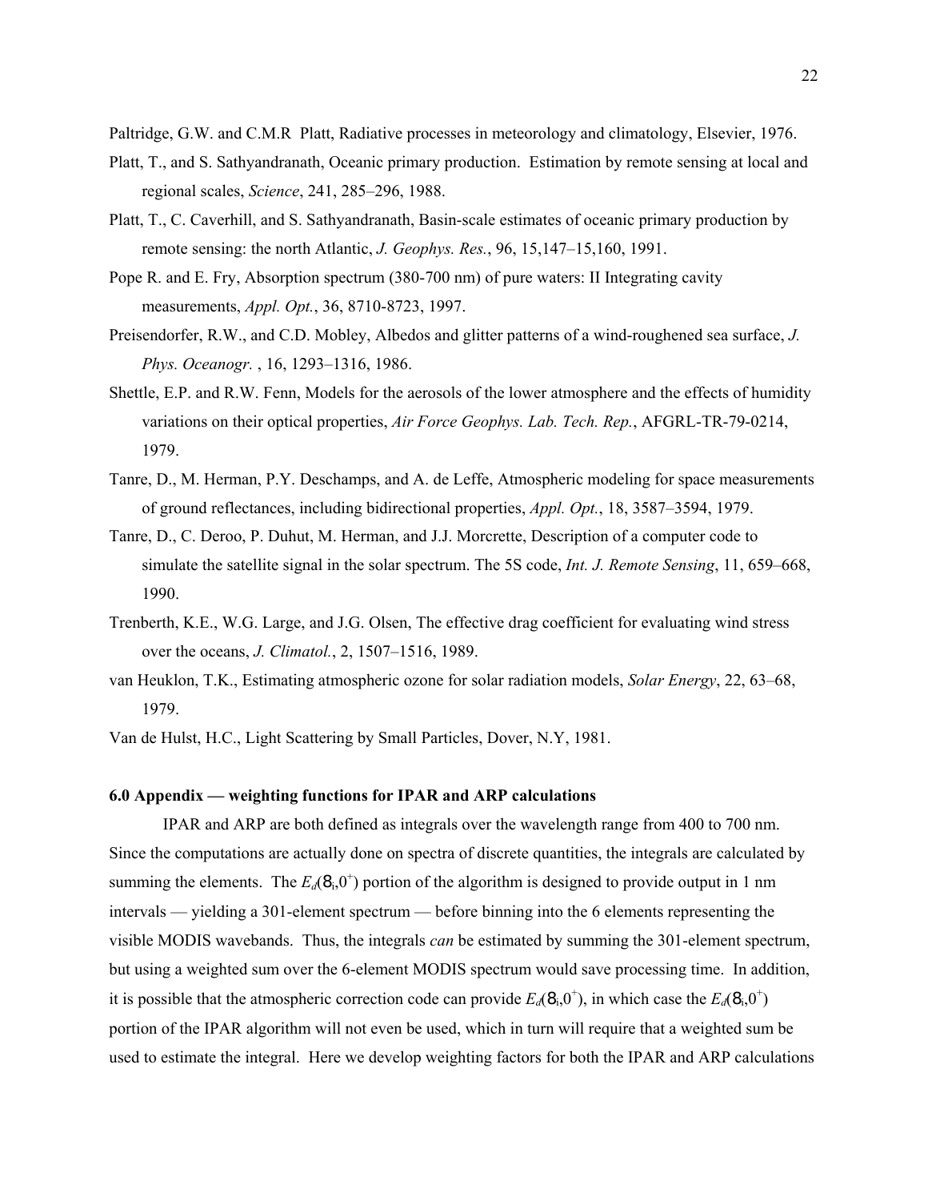Paltridge, G.W. and C.M.R Platt, Radiative processes in meteorology and climatology, Elsevier, 1976.

Platt, T., and S. Sathyandranath, Oceanic primary production. Estimation by remote sensing at local and regional scales, *Science*, 241, 285–296, 1988.

Platt, T., C. Caverhill, and S. Sathyandranath, Basin-scale estimates of oceanic primary production by remote sensing: the north Atlantic, *J. Geophys. Res.*, 96, 15,147–15,160, 1991.

Pope R. and E. Fry, Absorption spectrum (380-700 nm) of pure waters: II Integrating cavity measurements, *Appl. Opt.*, 36, 8710-8723, 1997.

Preisendorfer, R.W., and C.D. Mobley, Albedos and glitter patterns of a wind-roughened sea surface, *J. Phys. Oceanogr.* , 16, 1293–1316, 1986.

Shettle, E.P. and R.W. Fenn, Models for the aerosols of the lower atmosphere and the effects of humidity variations on their optical properties, *Air Force Geophys. Lab. Tech. Rep.*, AFGRL-TR-79-0214, 1979.

Tanre, D., M. Herman, P.Y. Deschamps, and A. de Leffe, Atmospheric modeling for space measurements of ground reflectances, including bidirectional properties, *Appl. Opt.*, 18, 3587–3594, 1979.

Tanre, D., C. Deroo, P. Duhut, M. Herman, and J.J. Morcrette, Description of a computer code to simulate the satellite signal in the solar spectrum. The 5S code, *Int. J. Remote Sensing*, 11, 659–668, 1990.

Trenberth, K.E., W.G. Large, and J.G. Olsen, The effective drag coefficient for evaluating wind stress over the oceans, *J. Climatol.*, 2, 1507–1516, 1989.

van Heuklon, T.K., Estimating atmospheric ozone for solar radiation models, *Solar Energy*, 22, 63–68, 1979.

Van de Hulst, H.C., Light Scattering by Small Particles, Dover, N.Y, 1981.

## 6.0 Appendix — weighting functions for IPAR and ARP calculations

IPAR and ARP are both defined as integrals over the wavelength range from 400 to 700 nm. Since the computations are actually done on spectra of discrete quantities, the integrals are calculated by summing the elements. The $E_d(\lambda_i,0^+)$ portion of the algorithm is designed to provide output in 1 nm intervals — yielding a 301-element spectrum — before binning into the 6 elements representing the visible MODIS wavebands. Thus, the integrals *can* be estimated by summing the 301-element spectrum, but using a weighted sum over the 6-element MODIS spectrum would save processing time. In addition, it is possible that the atmospheric correction code can provide $E_d(\lambda_i,0^+)$, in which case the $E_d(\lambda_i,0^+)$ portion of the IPAR algorithm will not even be used, which in turn will require that a weighted sum be used to estimate the integral. Here we develop weighting factors for both the IPAR and ARP calculations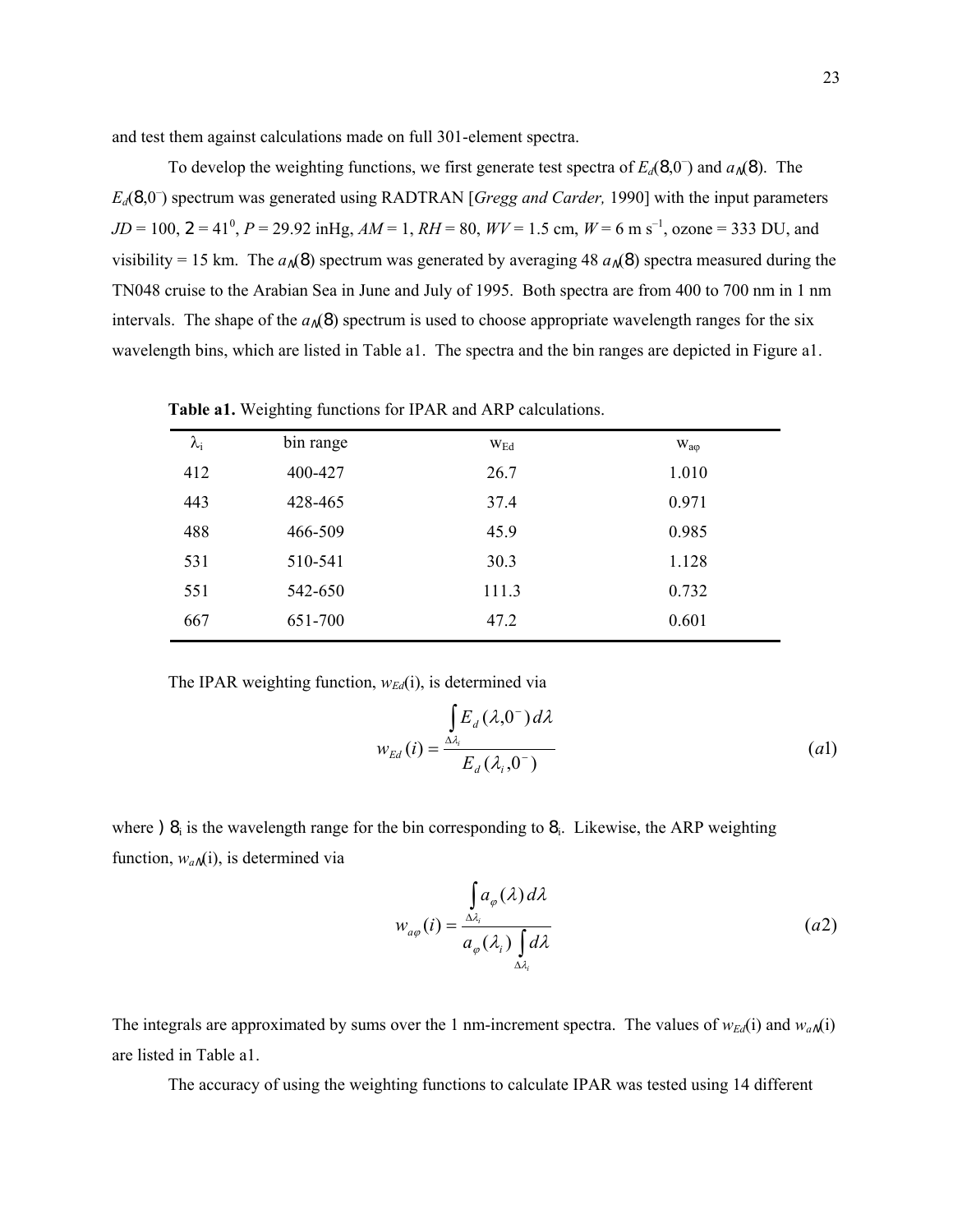and test them against calculations made on full 301-element spectra.

To develop the weighting functions, we first generate test spectra of $E_d(\lambda,0^-)$ and $a_\varphi(\lambda)$. The $E_d(\lambda,0^-)$ spectrum was generated using RADTRAN [*Gregg and Carder,* 1990] with the input parameters $JD$ = 100, $\theta = 41^0$, $P$ = 29.92 inHg, $AM$ = 1, $RH$ = 80, $WV$ = 1.5 cm, $W$ = 6 m s$^{-1}$, ozone = 333 DU, and visibility = 15 km. The $a_\varphi(\lambda)$ spectrum was generated by averaging 48 $a_\varphi(\lambda)$ spectra measured during the TN048 cruise to the Arabian Sea in June and July of 1995. Both spectra are from 400 to 700 nm in 1 nm intervals. The shape of the $a_\varphi(\lambda)$ spectrum is used to choose appropriate wavelength ranges for the six wavelength bins, which are listed in Table a1. The spectra and the bin ranges are depicted in Figure a1.

**Table a1.** Weighting functions for IPAR and ARP calculations.

| $\lambda_i$ | bin range | $w_{Ed}$ | $w_{a\varphi}$ |
|---|---|---|---|
| 412 | 400-427 | 26.7 | 1.010 |
| 443 | 428-465 | 37.4 | 0.971 |
| 488 | 466-509 | 45.9 | 0.985 |
| 531 | 510-541 | 30.3 | 1.128 |
| 551 | 542-650 | 111.3 | 0.732 |
| 667 | 651-700 | 47.2 | 0.601 |

The IPAR weighting function, $w_{Ed}(i)$, is determined via

$$w_{Ed}(i) = \frac{\int_{\Delta\lambda_i} E_d(\lambda,0^-)\,d\lambda}{E_d(\lambda_i,0^-)} \tag{a1}$$

where $\Delta\lambda_i$ is the wavelength range for the bin corresponding to $\lambda_i$. Likewise, the ARP weighting function, $w_{a\varphi}(i)$, is determined via

$$w_{a\varphi}(i) = \frac{\int_{\Delta\lambda_i} a_\varphi(\lambda)\,d\lambda}{a_\varphi(\lambda_i)\int_{\Delta\lambda_i} d\lambda} \tag{a2}$$

The integrals are approximated by sums over the 1 nm-increment spectra. The values of $w_{Ed}(i)$ and $w_{a\varphi}(i)$ are listed in Table a1.

The accuracy of using the weighting functions to calculate IPAR was tested using 14 different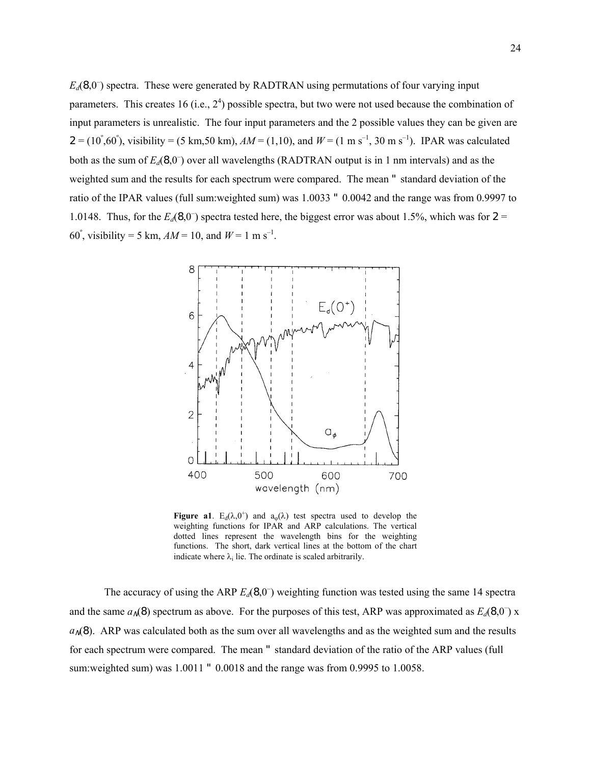$E_d(\lambda,0^-)$ spectra. These were generated by RADTRAN using permutations of four varying input parameters. This creates 16 (i.e., $2^4$) possible spectra, but two were not used because the combination of input parameters is unrealistic. The four input parameters and the 2 possible values they can be given are $\theta = (10^\circ, 60^\circ)$, visibility = (5 km, 50 km), $AM = (1,10)$, and $W = (1 \text{ m s}^{-1}, 30 \text{ m s}^{-1})$. IPAR was calculated both as the sum of $E_d(\lambda,0^-)$ over all wavelengths (RADTRAN output is in 1 nm intervals) and as the weighted sum and the results for each spectrum were compared. The mean ± standard deviation of the ratio of the IPAR values (full sum:weighted sum) was 1.0033 ± 0.0042 and the range was from 0.9997 to 1.0148. Thus, for the $E_d(\lambda,0^-)$ spectra tested here, the biggest error was about 1.5%, which was for $\theta = 60^\circ$, visibility = 5 km, $AM = 10$, and $W = 1 \text{ m s}^{-1}$.

8
6
4
2
0
400
500
600
700
wavelength (nm)
$E_d(0^+)$
$a_\phi$

**Figure a1**. $E_d(\lambda,0^+)$ and $a_\varphi(\lambda)$ test spectra used to develop the weighting functions for IPAR and ARP calculations. The vertical dotted lines represent the wavelength bins for the weighting functions. The short, dark vertical lines at the bottom of the chart indicate where $\lambda_i$ lie. The ordinate is scaled arbitrarily.

The accuracy of using the ARP $E_d(\lambda,0^-)$ weighting function was tested using the same 14 spectra and the same $a_\varphi(\lambda)$ spectrum as above. For the purposes of this test, ARP was approximated as $E_d(\lambda,0^-) \times a_\varphi(\lambda)$. ARP was calculated both as the sum over all wavelengths and as the weighted sum and the results for each spectrum were compared. The mean ± standard deviation of the ratio of the ARP values (full sum:weighted sum) was 1.0011 ± 0.0018 and the range was from 0.9995 to 1.0058.